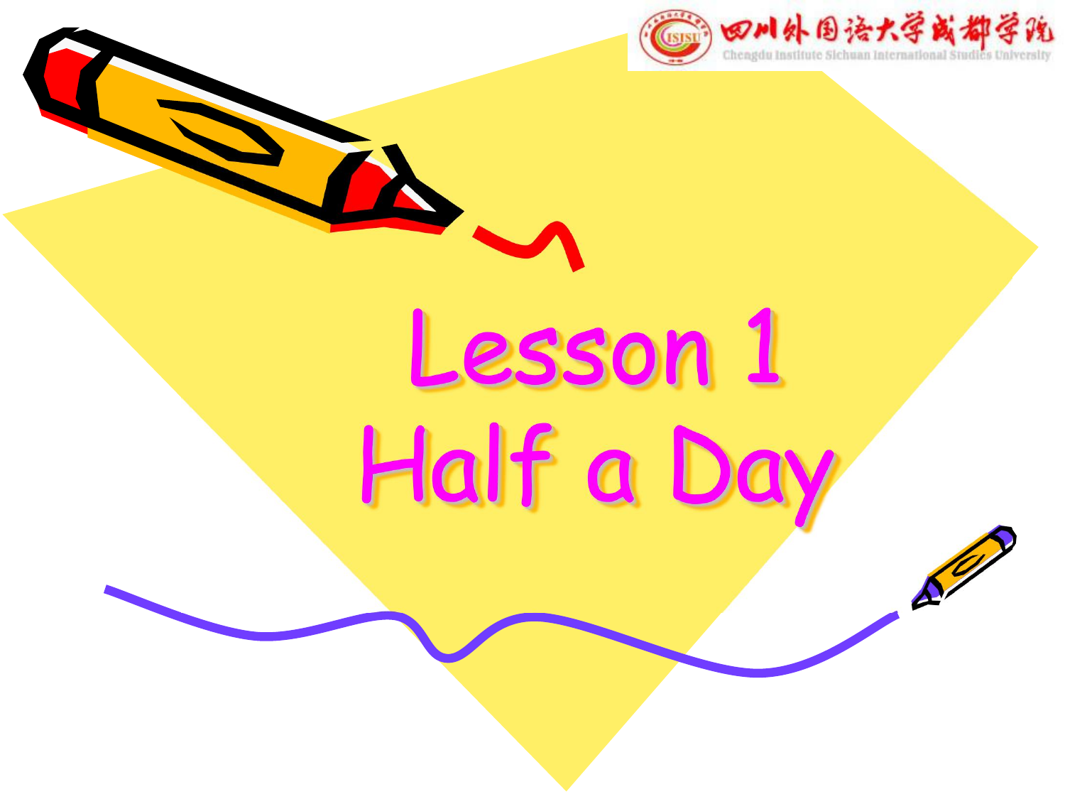# Lesson 1
# Half a Day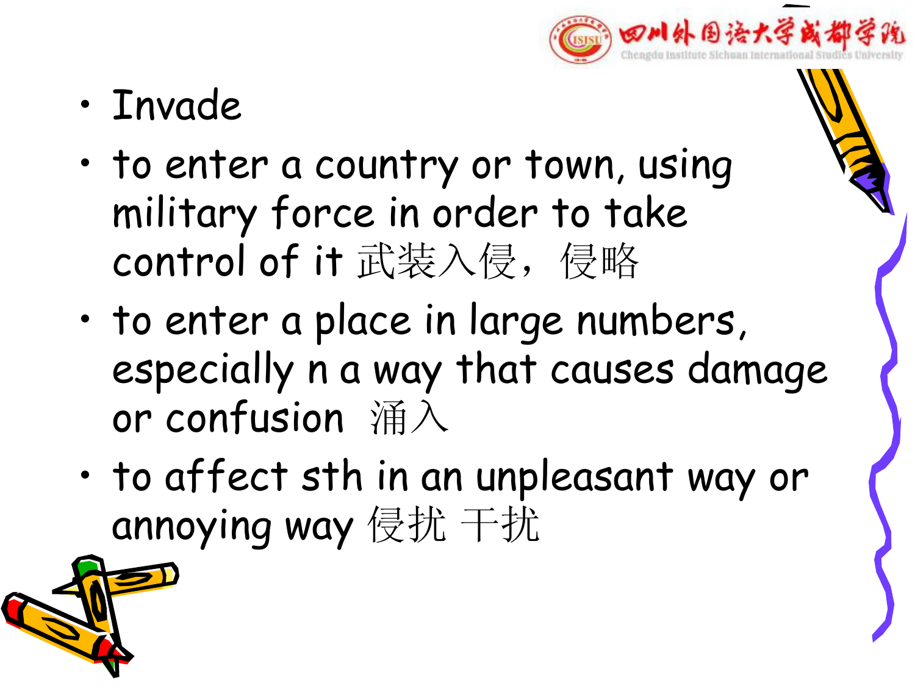- Invade
- to enter a country or town, using military force in order to take control of it 武装入侵，侵略
- to enter a place in large numbers, especially n a way that causes damage or confusion 涌入
- to affect sth in an unpleasant way or annoying way 侵扰 干扰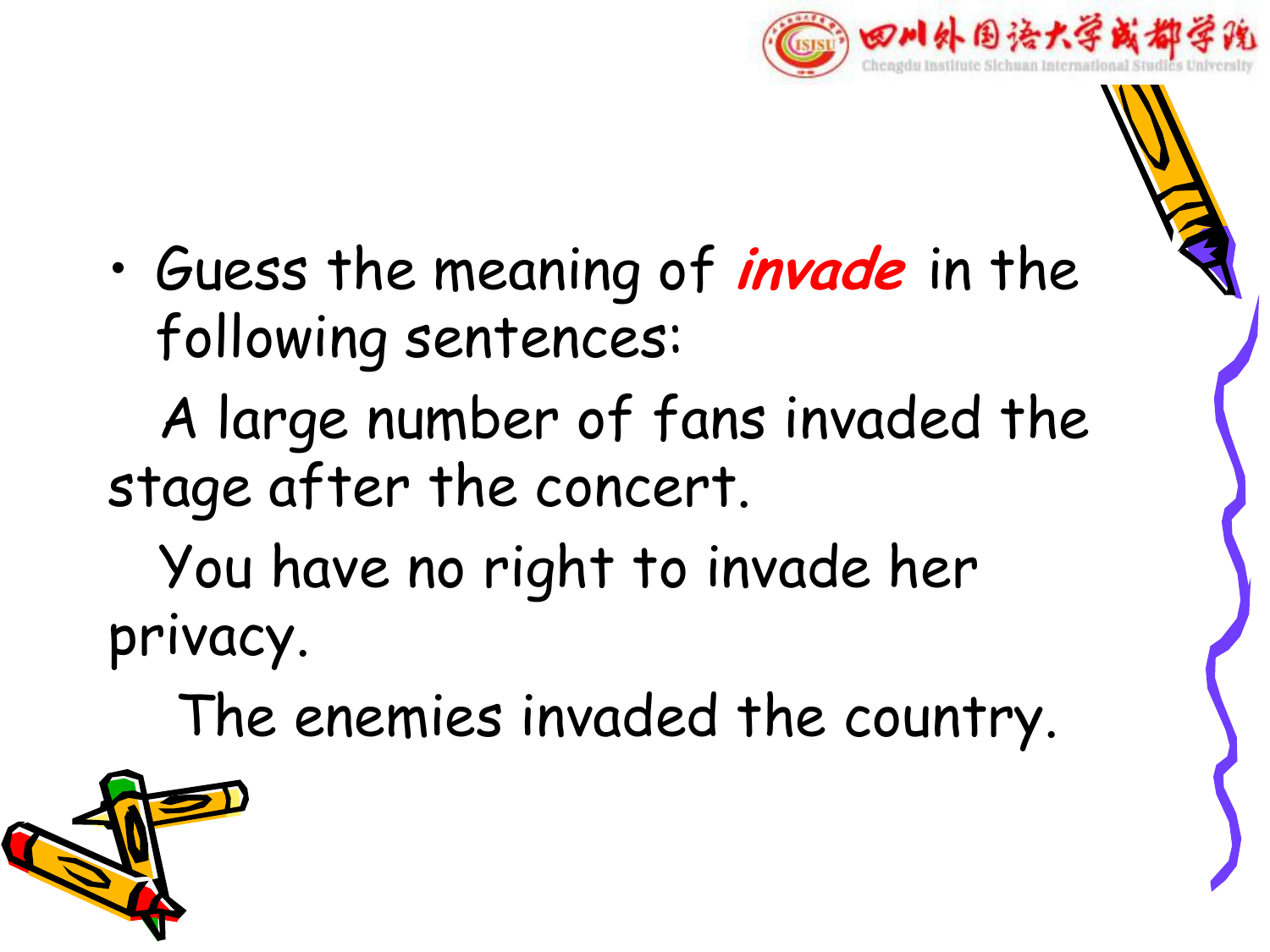- Guess the meaning of ***invade*** in the following sentences:

  A large number of fans invaded the stage after the concert.

  You have no right to invade her privacy.

  The enemies invaded the country.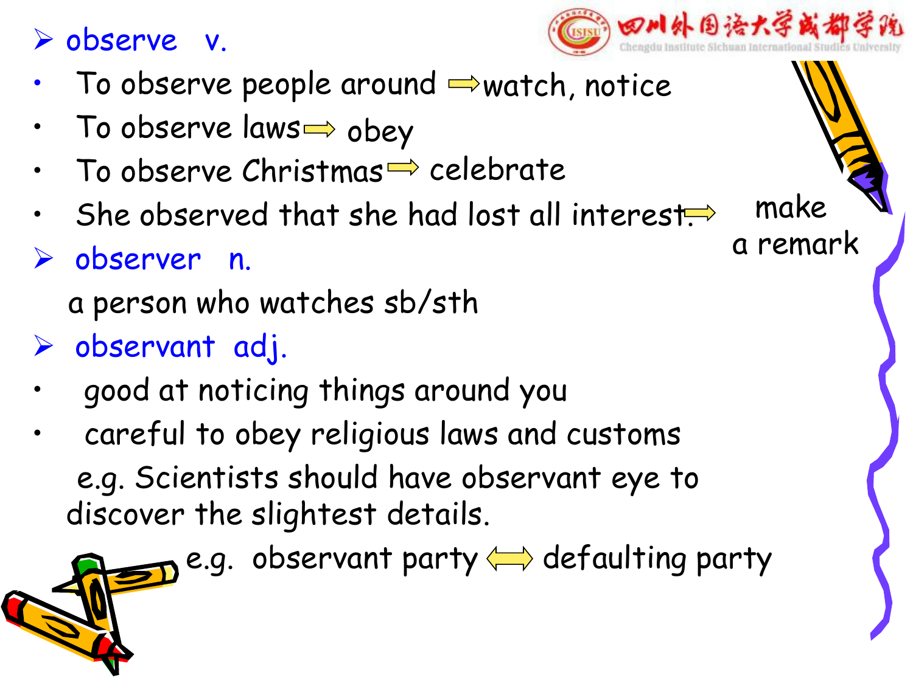- **observe v.**
  - To observe people around ⇨ watch, notice
  - To observe laws ⇨ obey
  - To observe Christmas ⇨ celebrate
  - She observed that she had lost all interest. ⇨ make a remark
- **observer n.**

  a person who watches sb/sth
- **observant adj.**
  - good at noticing things around you
  - careful to obey religious laws and customs

  e.g. Scientists should have observant eye to discover the slightest details.

  e.g. observant party ⇔ defaulting party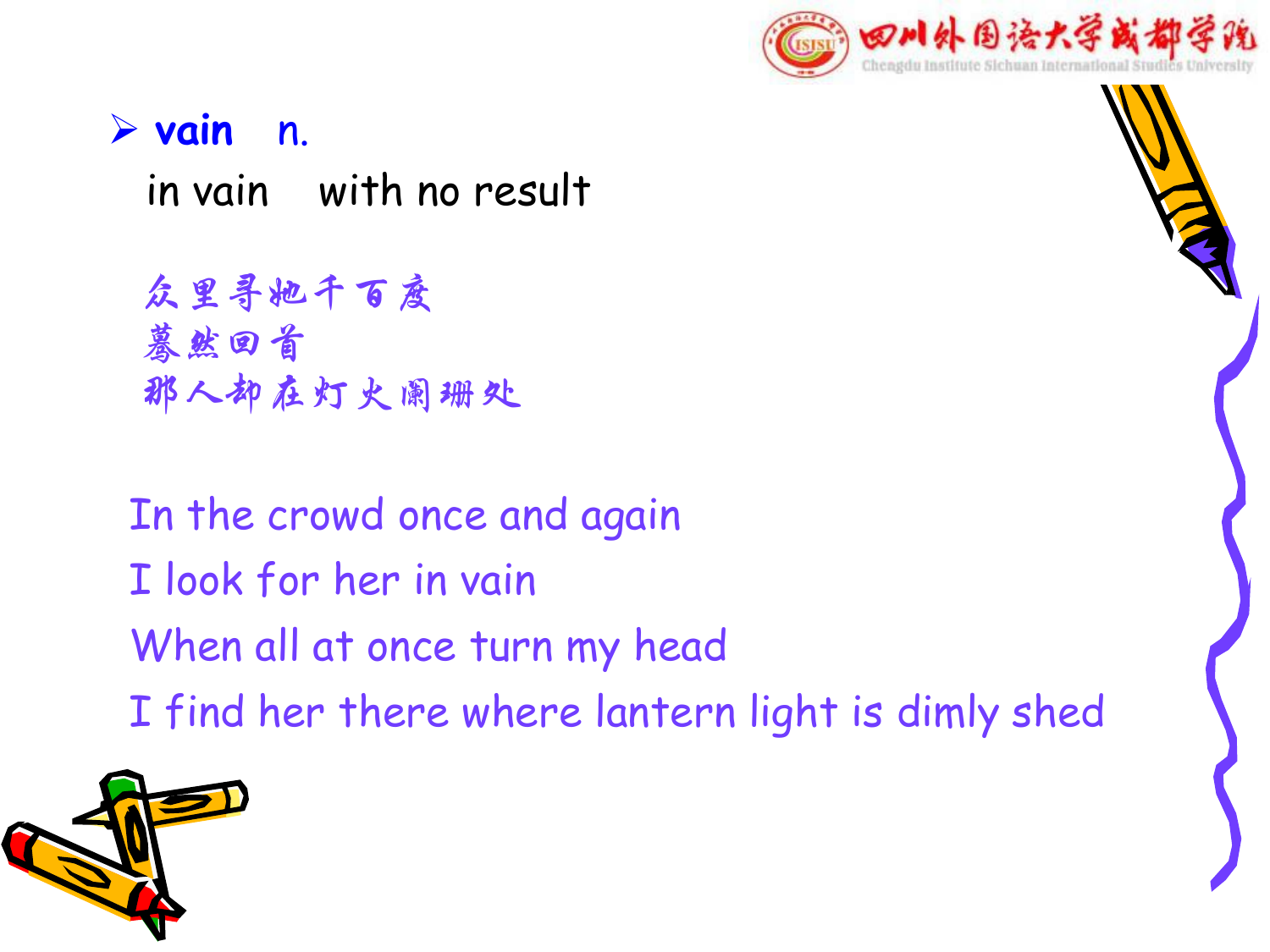- **vain n.**

  in vain with no result

众里寻她千百度
蓦然回首
那人却在灯火阑珊处

In the crowd once and again
I look for her in vain
When all at once turn my head
I find her there where lantern light is dimly shed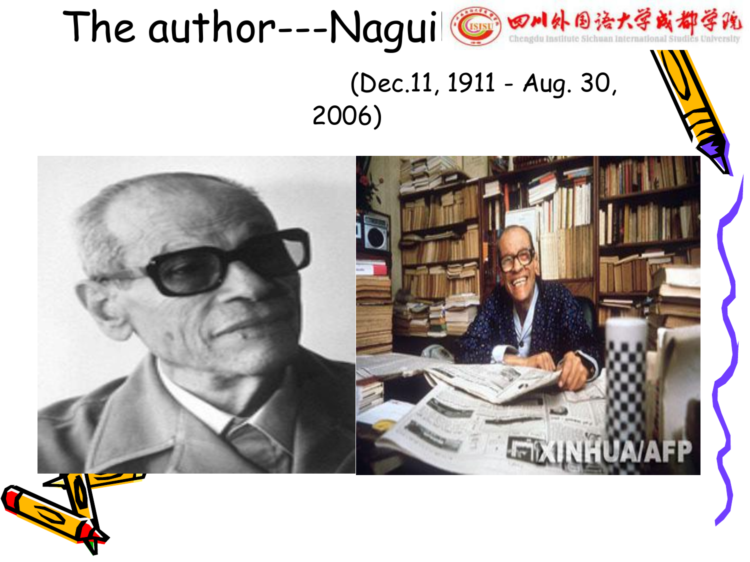# The author---Nagui

(Dec.11, 1911 - Aug. 30, 2006)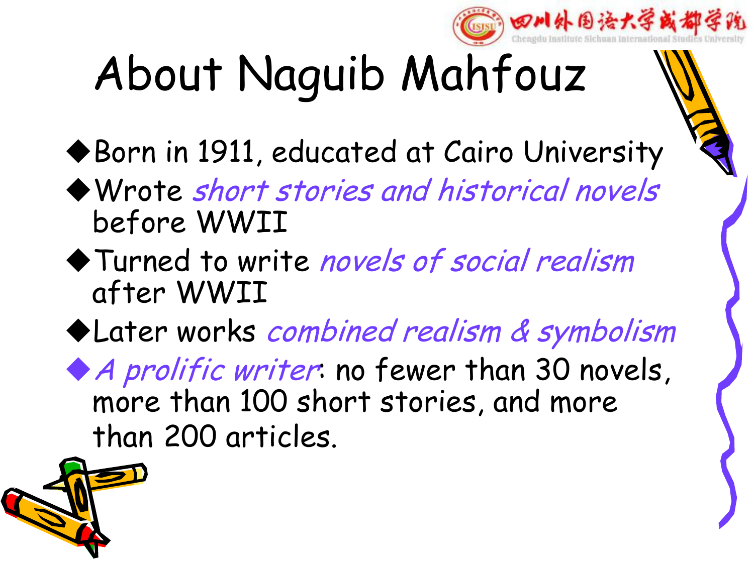# About Naguib Mahfouz

- Born in 1911, educated at Cairo University
- Wrote *short stories and historical novels* before WWII
- Turned to write *novels of social realism* after WWII
- Later works *combined realism & symbolism*
- *A prolific writer*: no fewer than 30 novels, more than 100 short stories, and more than 200 articles.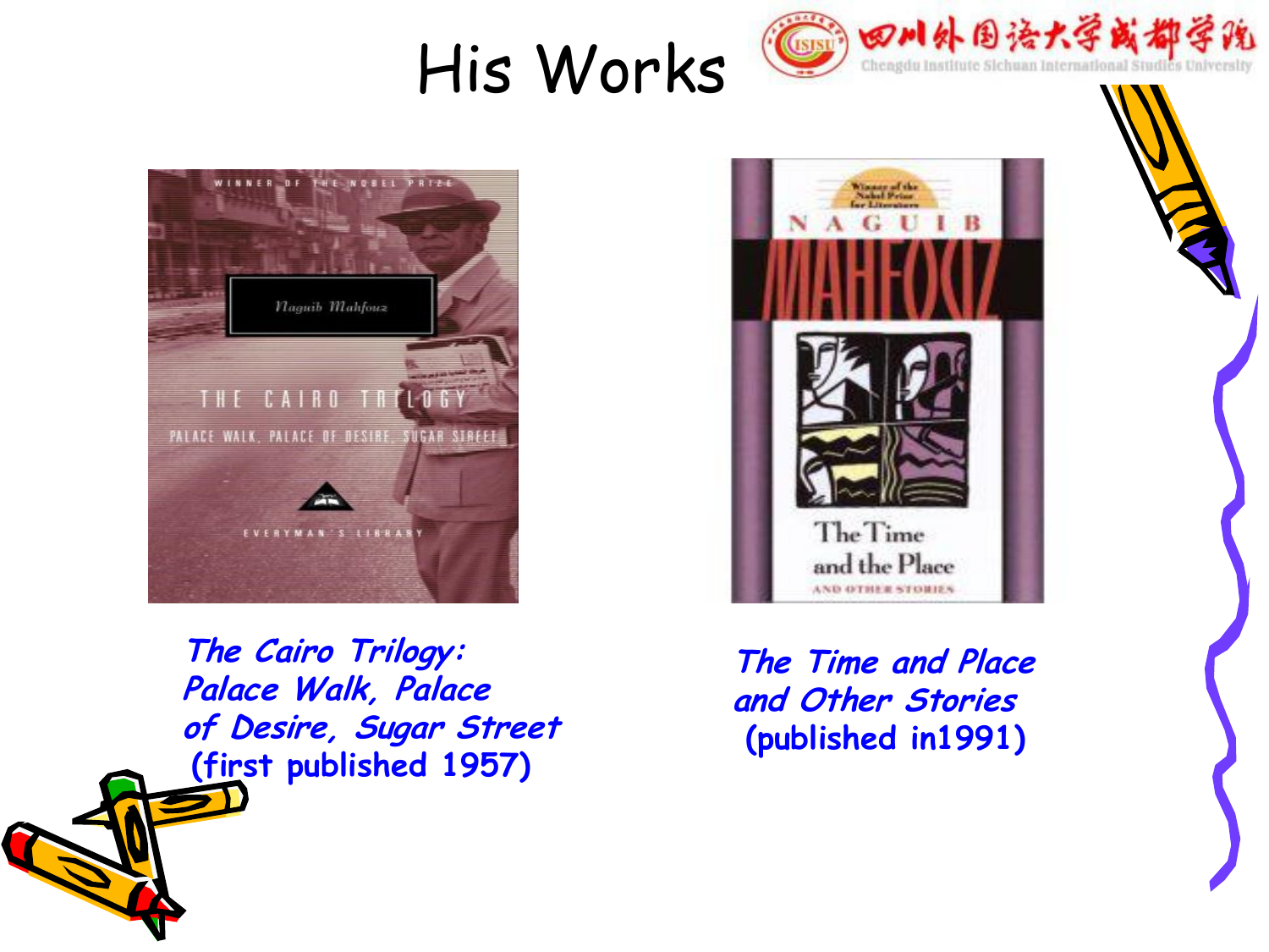# His Works

*The Cairo Trilogy: Palace Walk, Palace of Desire, Sugar Street*
(first published 1957)

*The Time and Place and Other Stories*
(published in1991)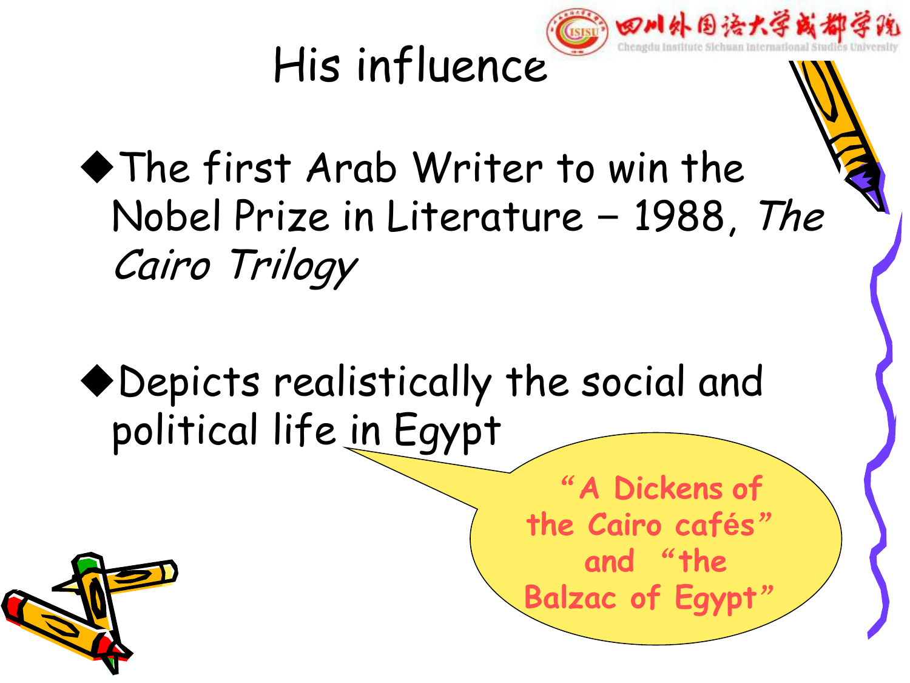# His influence

- The first Arab Writer to win the Nobel Prize in Literature – 1988, *The Cairo Trilogy*

- Depicts realistically the social and political life in Egypt

"A Dickens of the Cairo cafés" and "the Balzac of Egypt"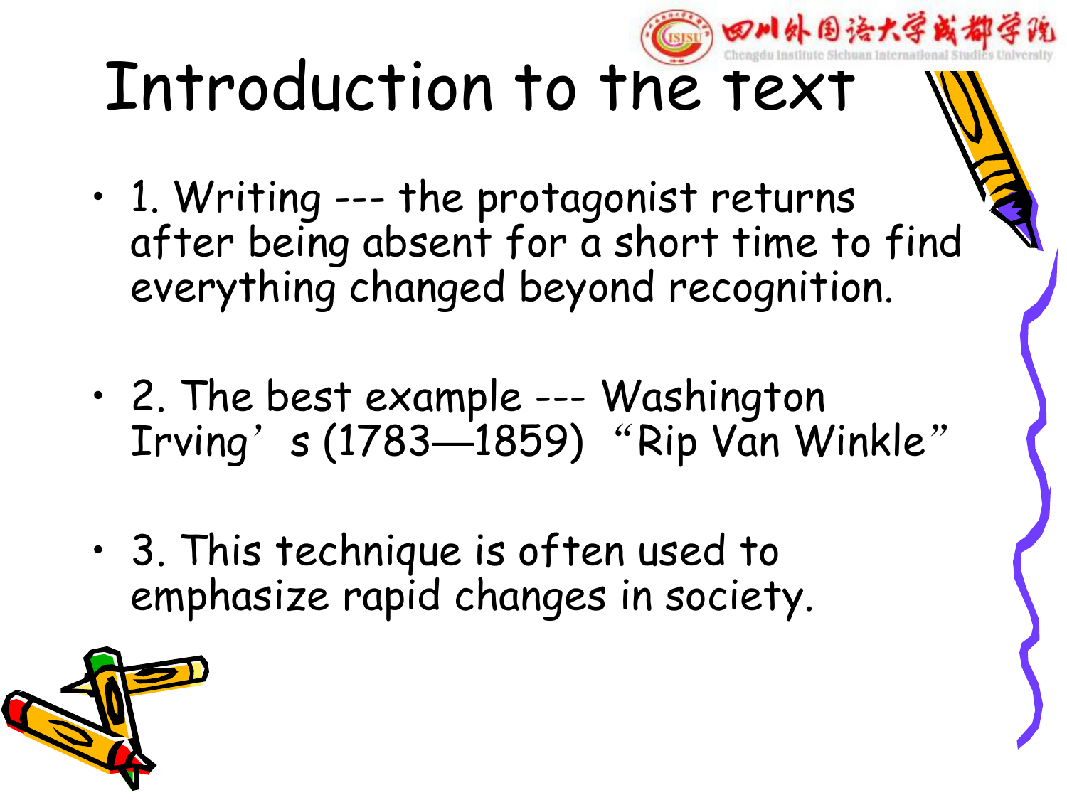# Introduction to the text

- 1. Writing --- the protagonist returns after being absent for a short time to find everything changed beyond recognition.

- 2. The best example --- Washington Irving's (1783—1859) "Rip Van Winkle"

- 3. This technique is often used to emphasize rapid changes in society.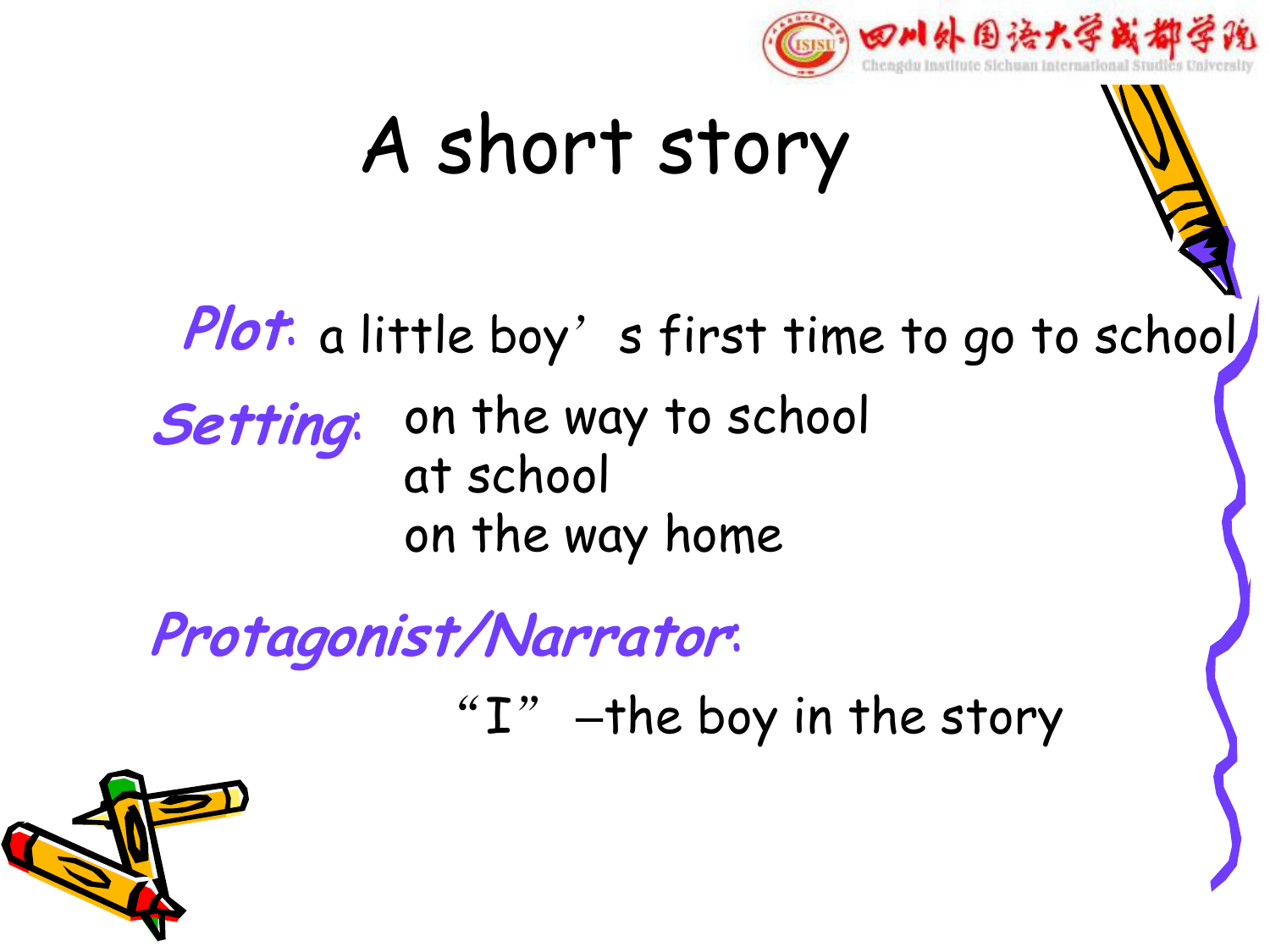# A short story

**Plot**: a little boy's first time to go to school

**Setting**: on the way to school
at school
on the way home

**Protagonist/Narrator**:

"I" –the boy in the story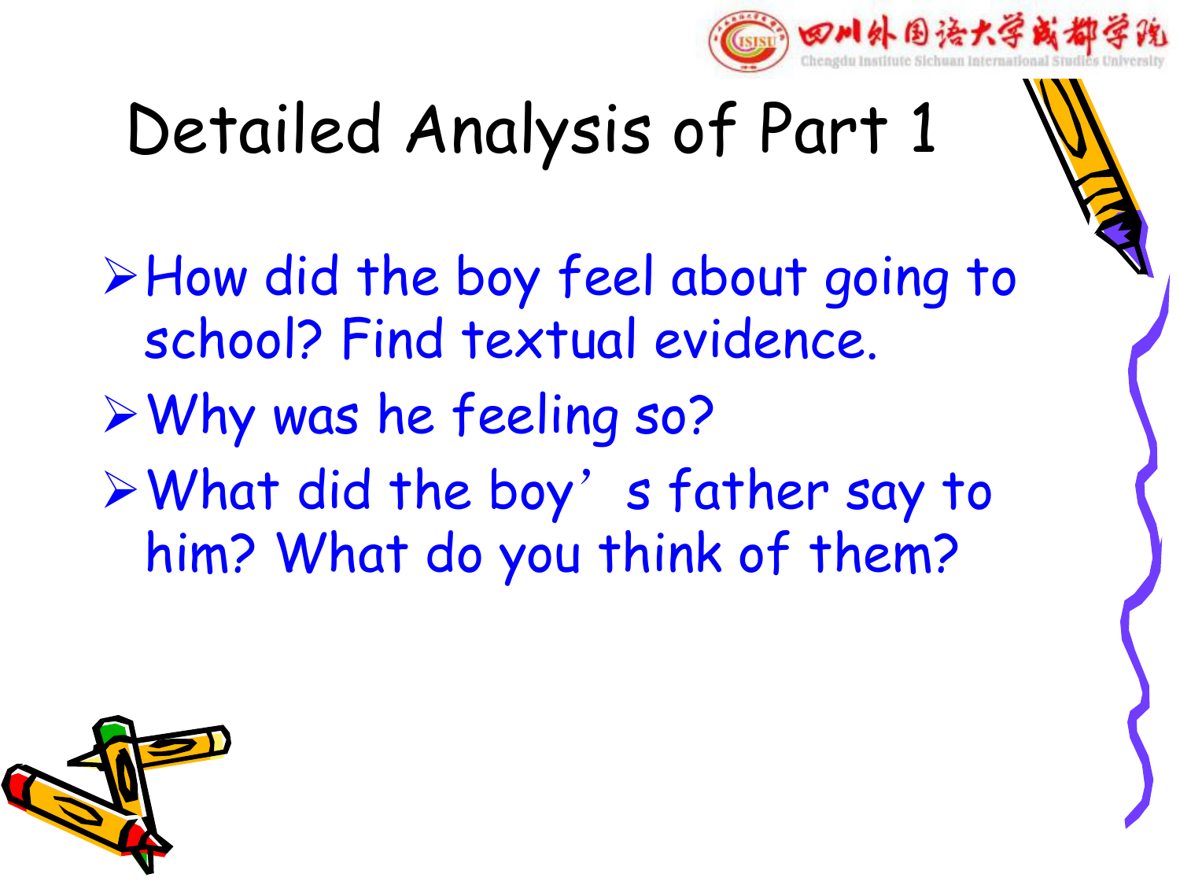# Detailed Analysis of Part 1

- How did the boy feel about going to school? Find textual evidence.
- Why was he feeling so?
- What did the boy's father say to him? What do you think of them?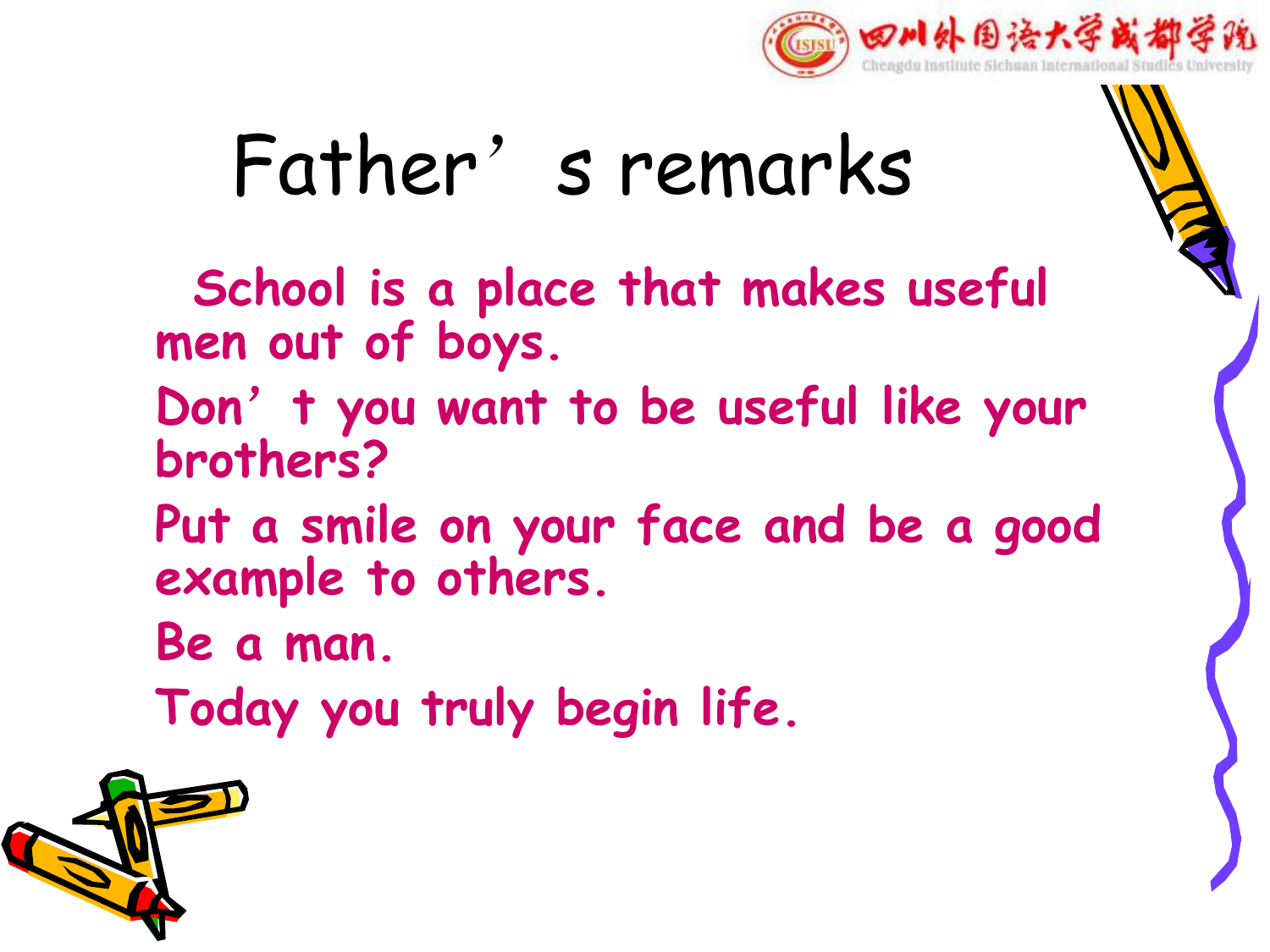# Father's remarks

School is a place that makes useful men out of boys.

Don't you want to be useful like your brothers?

Put a smile on your face and be a good example to others.

Be a man.

Today you truly begin life.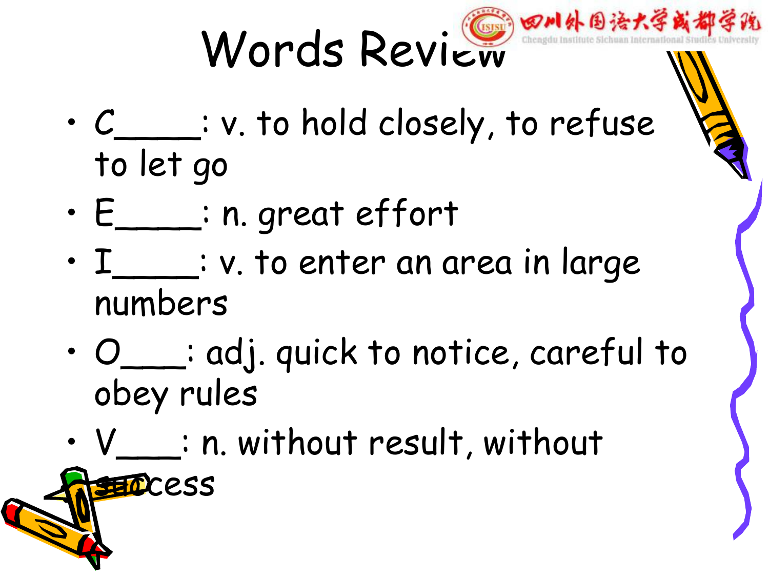# Words Review

- C_____: v. to hold closely, to refuse to let go
- E_____: n. great effort
- I_____: v. to enter an area in large numbers
- O____: adj. quick to notice, careful to obey rules
- V____: n. without result, without success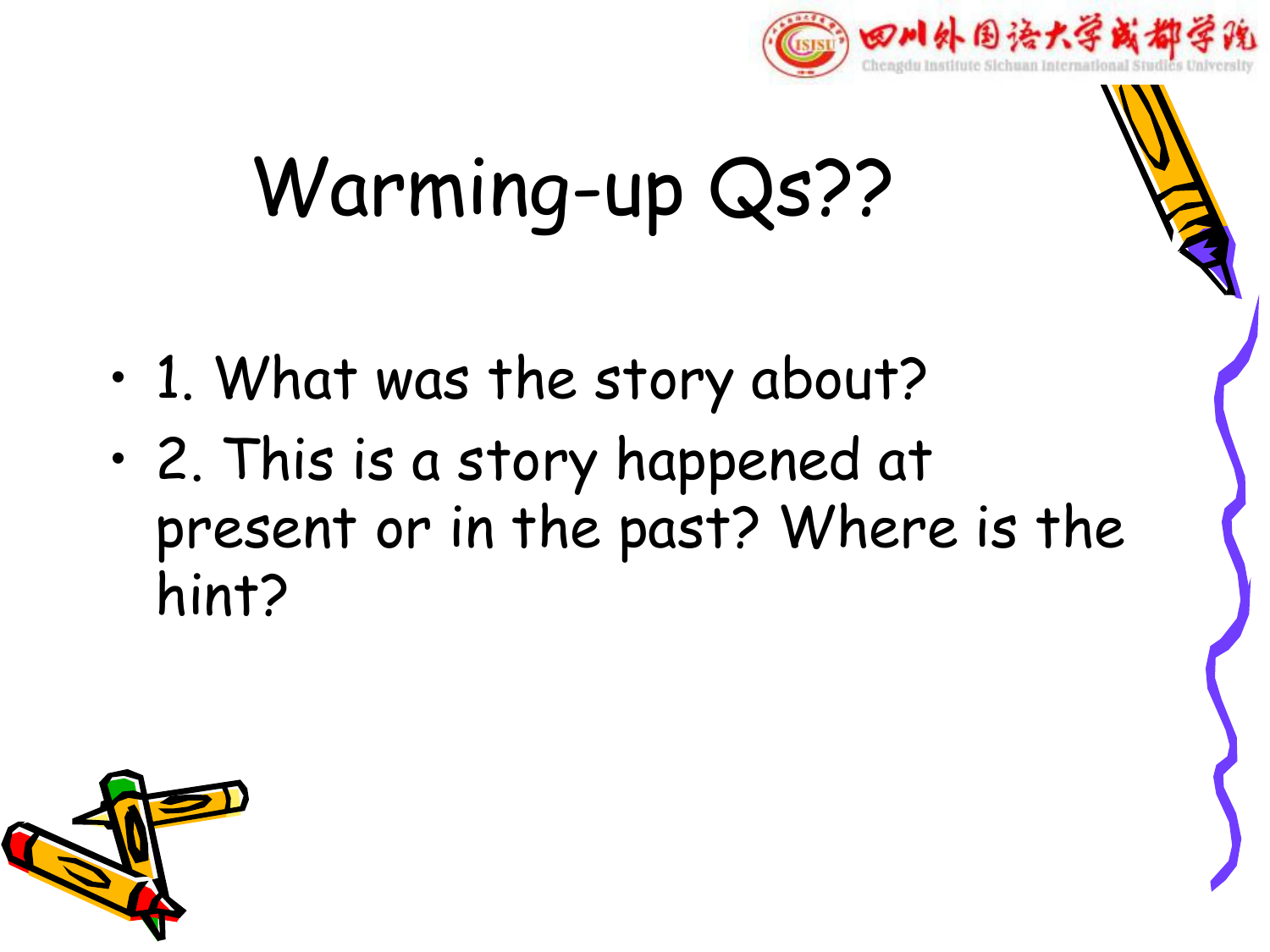# Warming-up Qs??

- 1. What was the story about?
- 2. This is a story happened at present or in the past? Where is the hint?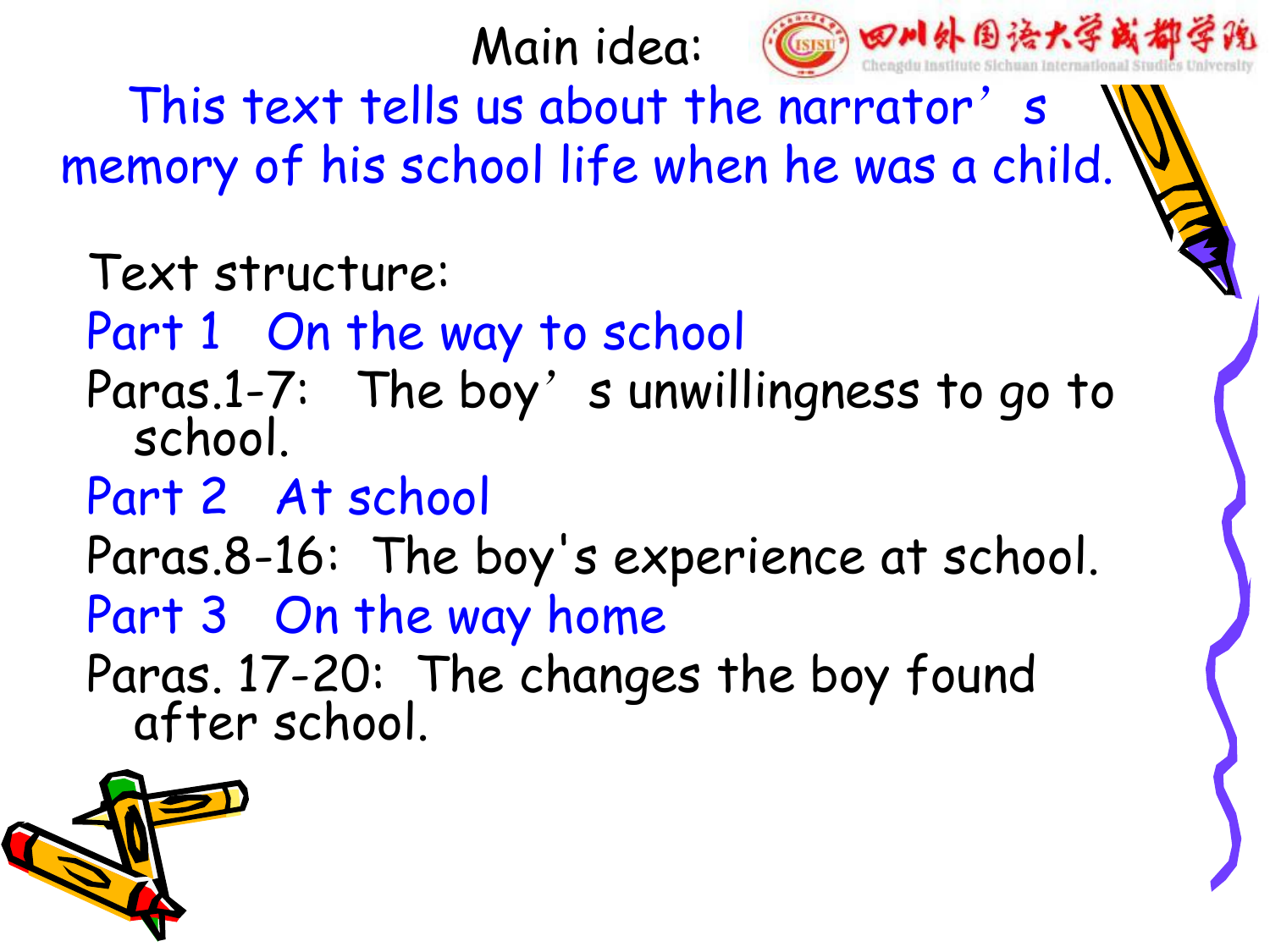## Main idea:

This text tells us about the narrator's memory of his school life when he was a child.

**Text structure:**

**Part 1 On the way to school**

Paras.1-7: The boy's unwillingness to go to school.

**Part 2 At school**

Paras.8-16: The boy's experience at school.

**Part 3 On the way home**

Paras. 17-20: The changes the boy found after school.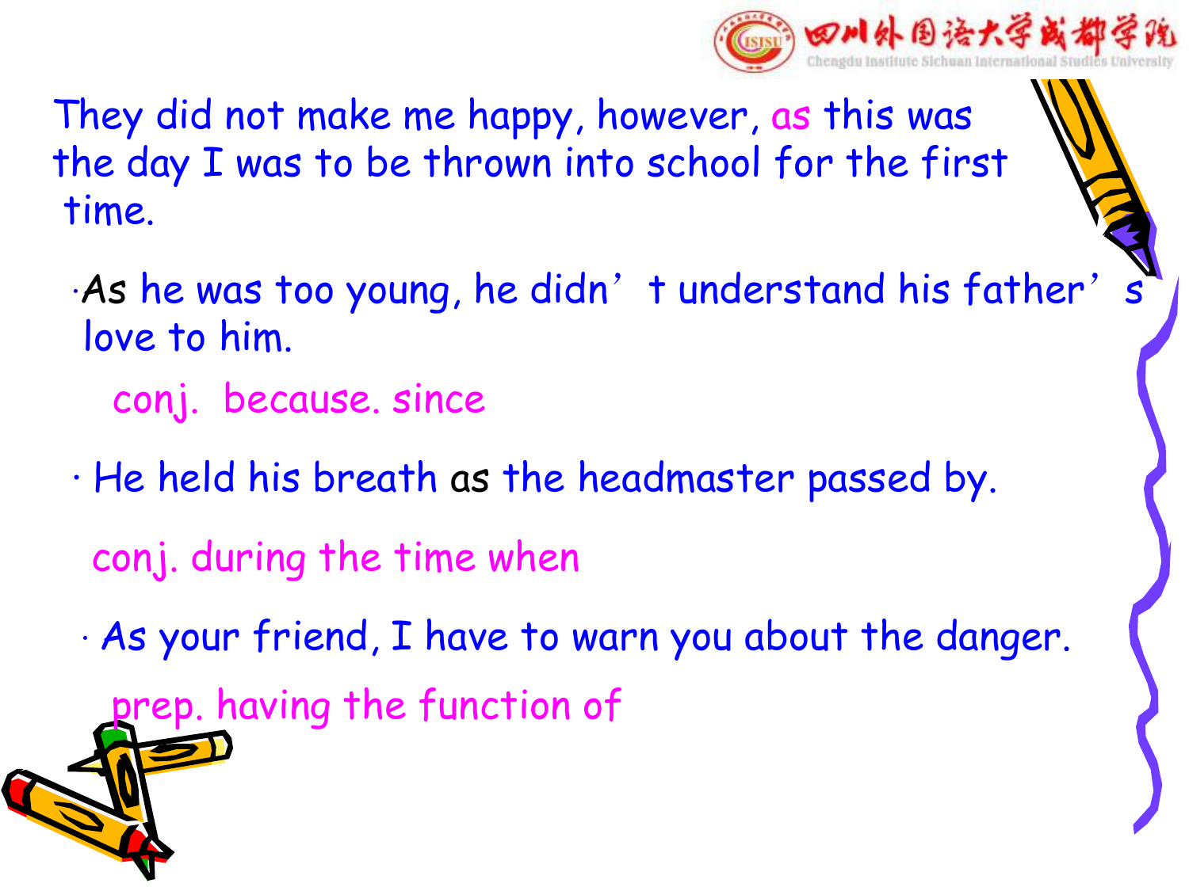They did not make me happy, however, as this was the day I was to be thrown into school for the first time.

- As he was too young, he didn't understand his father's love to him.

  conj. because. since

- He held his breath as the headmaster passed by.

  conj. during the time when

- As your friend, I have to warn you about the danger.

  prep. having the function of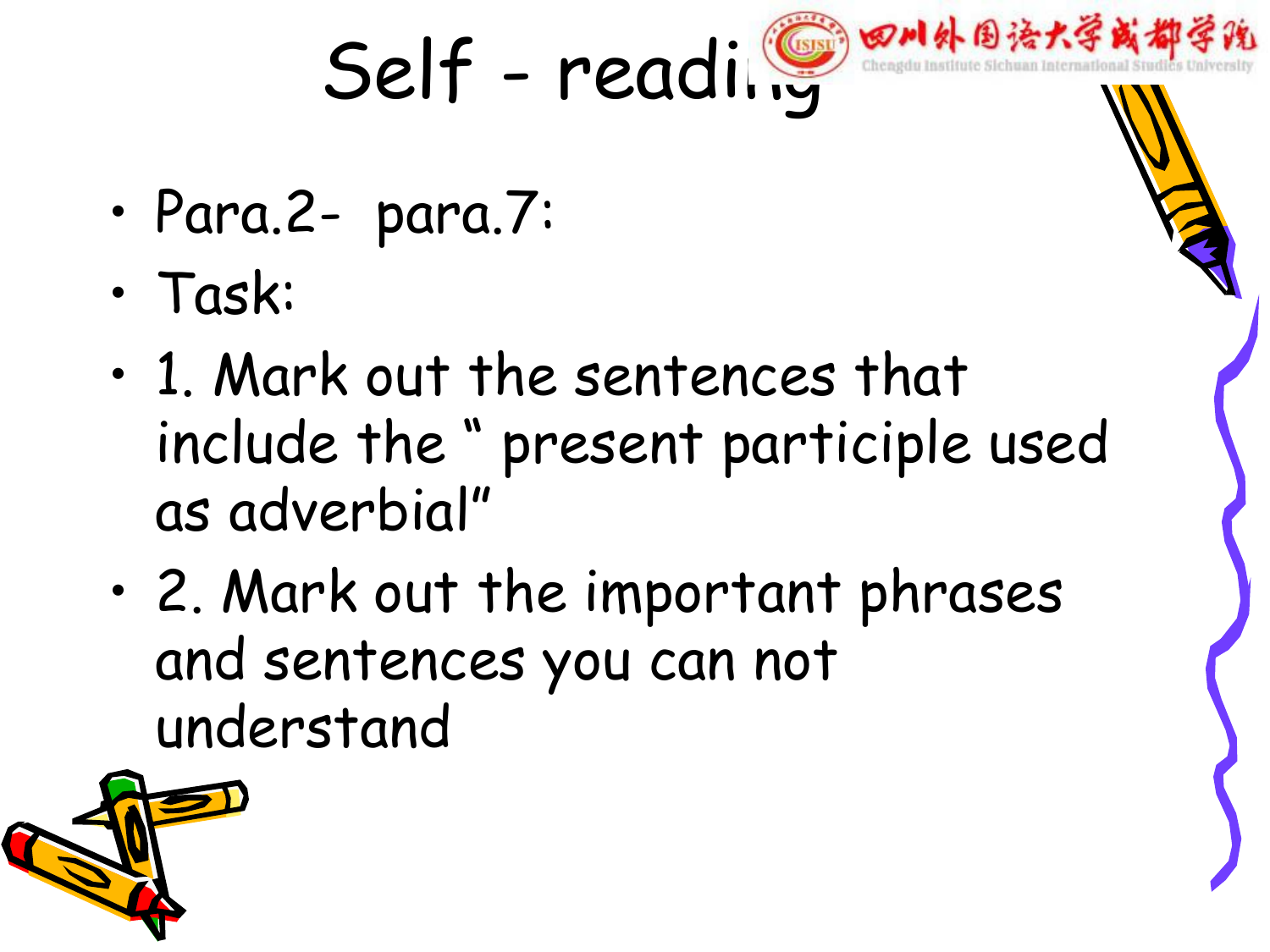# Self - reading

- Para.2- para.7:
- Task:
- 1. Mark out the sentences that include the " present participle used as adverbial"
- 2. Mark out the important phrases and sentences you can not understand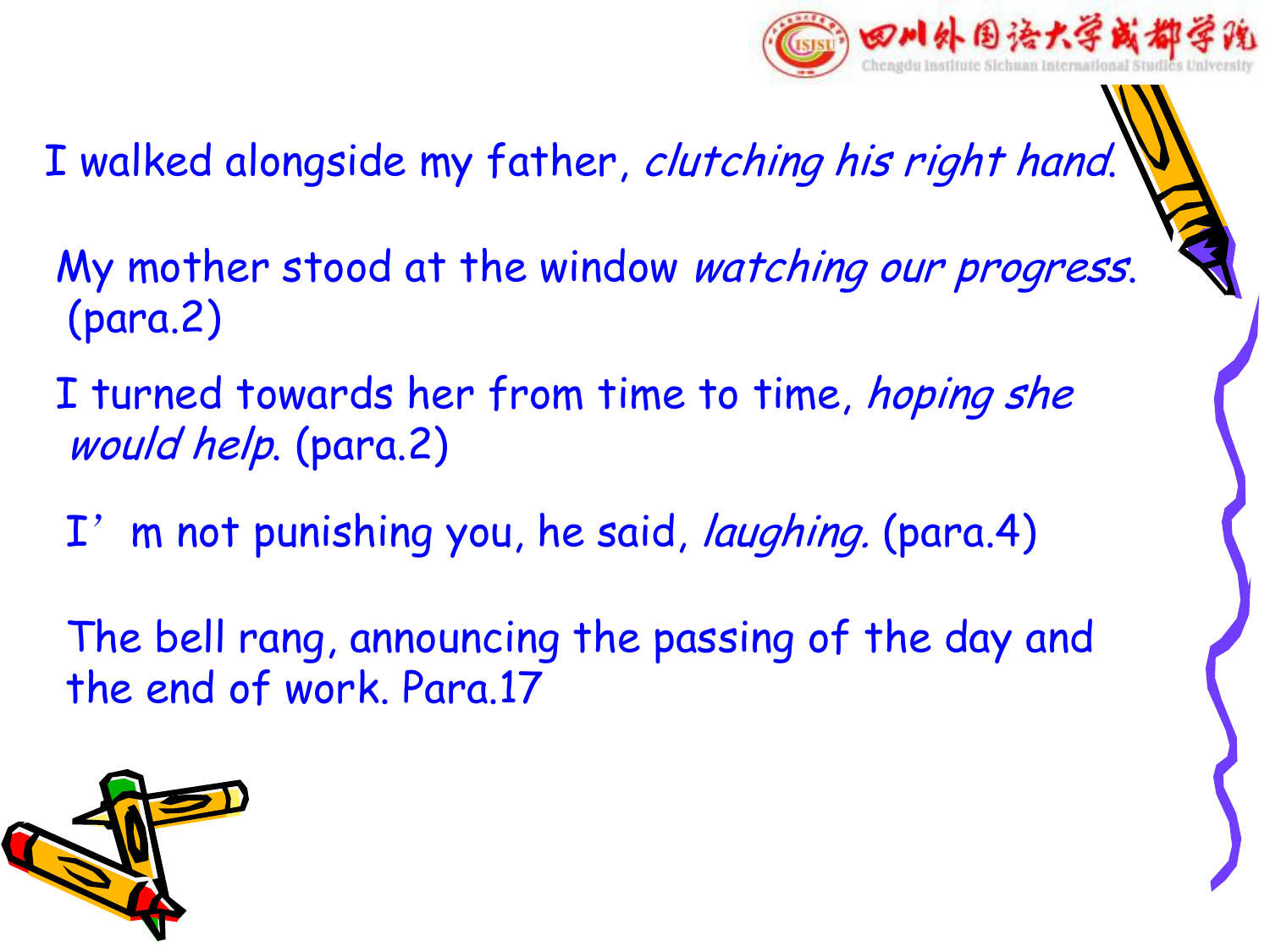I walked alongside my father, *clutching his right hand.*

My mother stood at the window *watching our progress.* (para.2)

I turned towards her from time to time, *hoping she would help.* (para.2)

I’m not punishing you, he said, *laughing.* (para.4)

The bell rang, announcing the passing of the day and the end of work. Para.17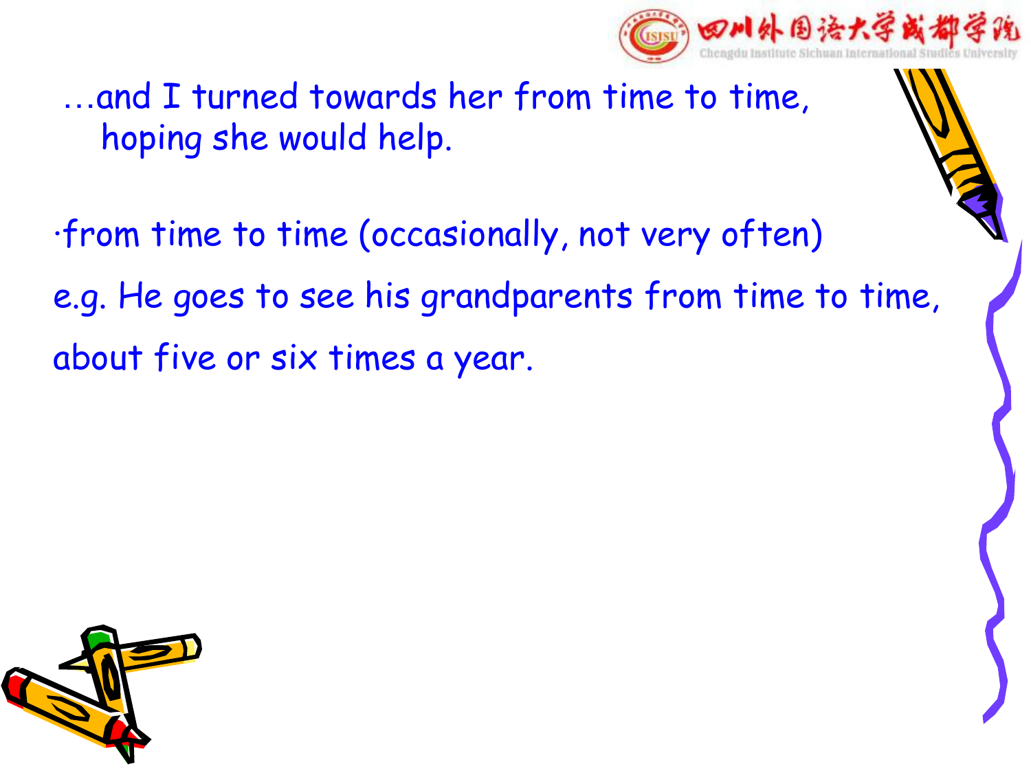…and I turned towards her from time to time, hoping she would help.

·from time to time (occasionally, not very often)

e.g. He goes to see his grandparents from time to time, about five or six times a year.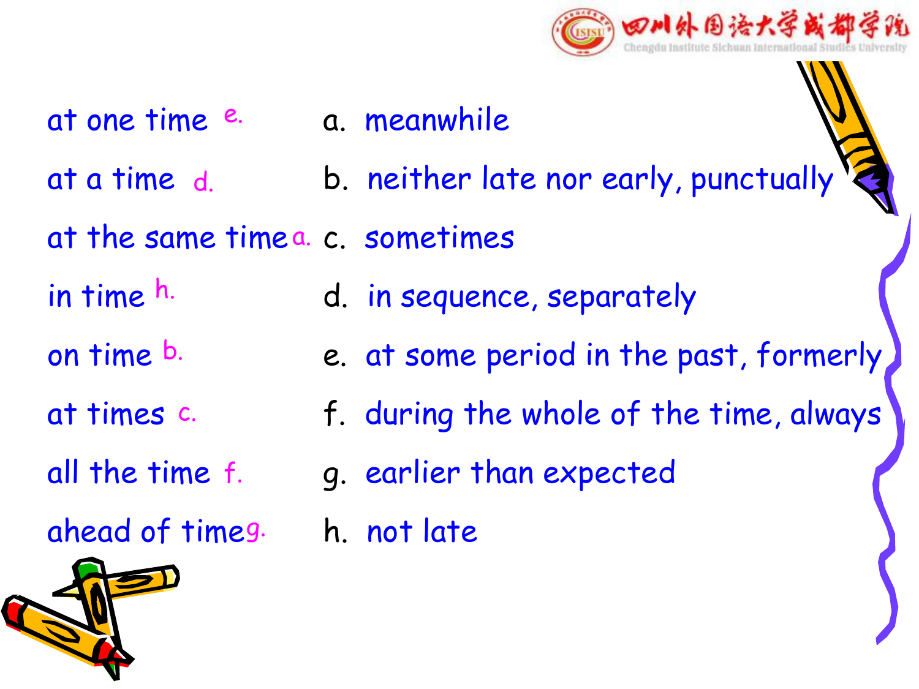| | | |
|---|---|---|
| at one time e. | a. | meanwhile |
| at a time d. | b. | neither late nor early, punctually |
| at the same time a. | c. | sometimes |
| in time h. | d. | in sequence, separately |
| on time b. | e. | at some period in the past, formerly |
| at times c. | f. | during the whole of the time, always |
| all the time f. | g. | earlier than expected |
| ahead of time g. | h. | not late |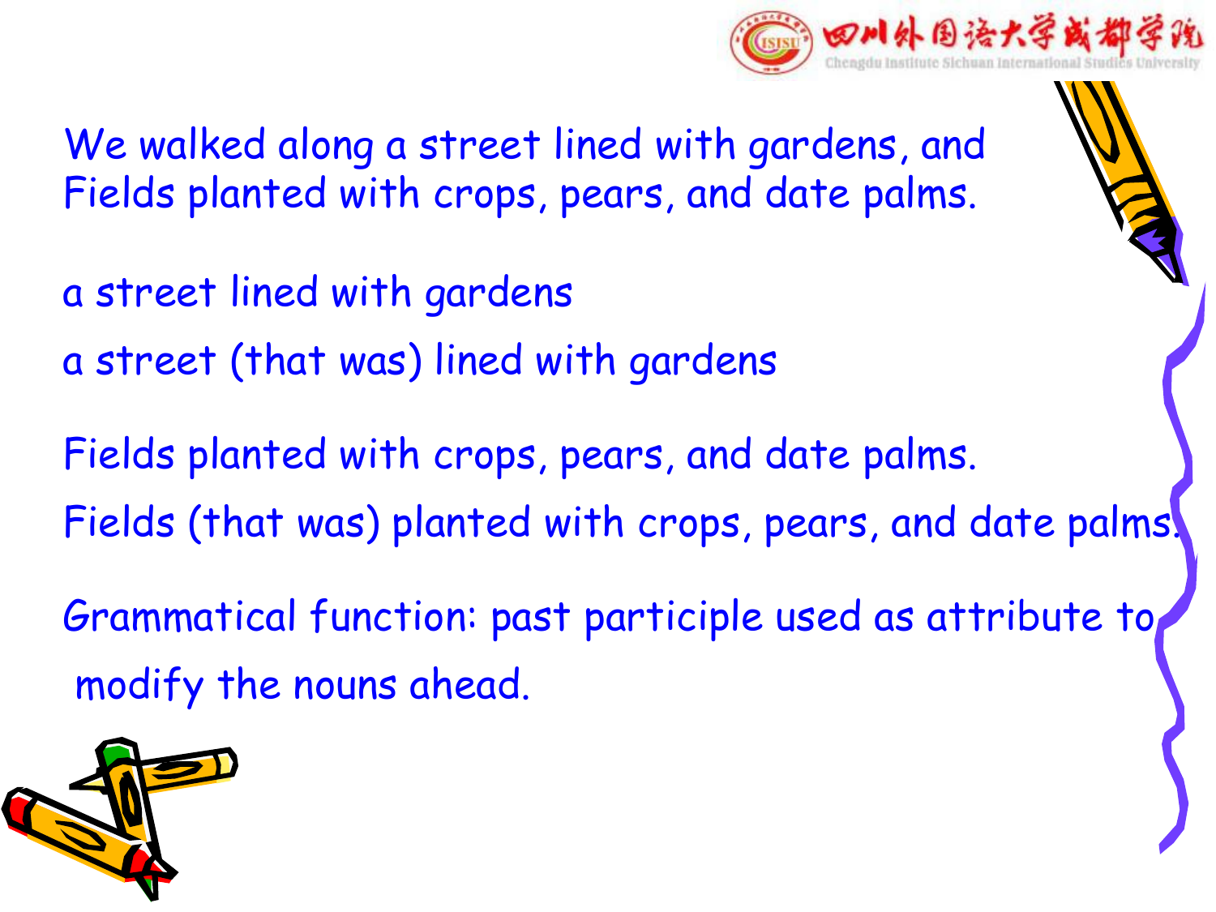We walked along a street lined with gardens, and Fields planted with crops, pears, and date palms.

a street lined with gardens

a street (that was) lined with gardens

Fields planted with crops, pears, and date palms.

Fields (that was) planted with crops, pears, and date palms.

Grammatical function: past participle used as attribute to modify the nouns ahead.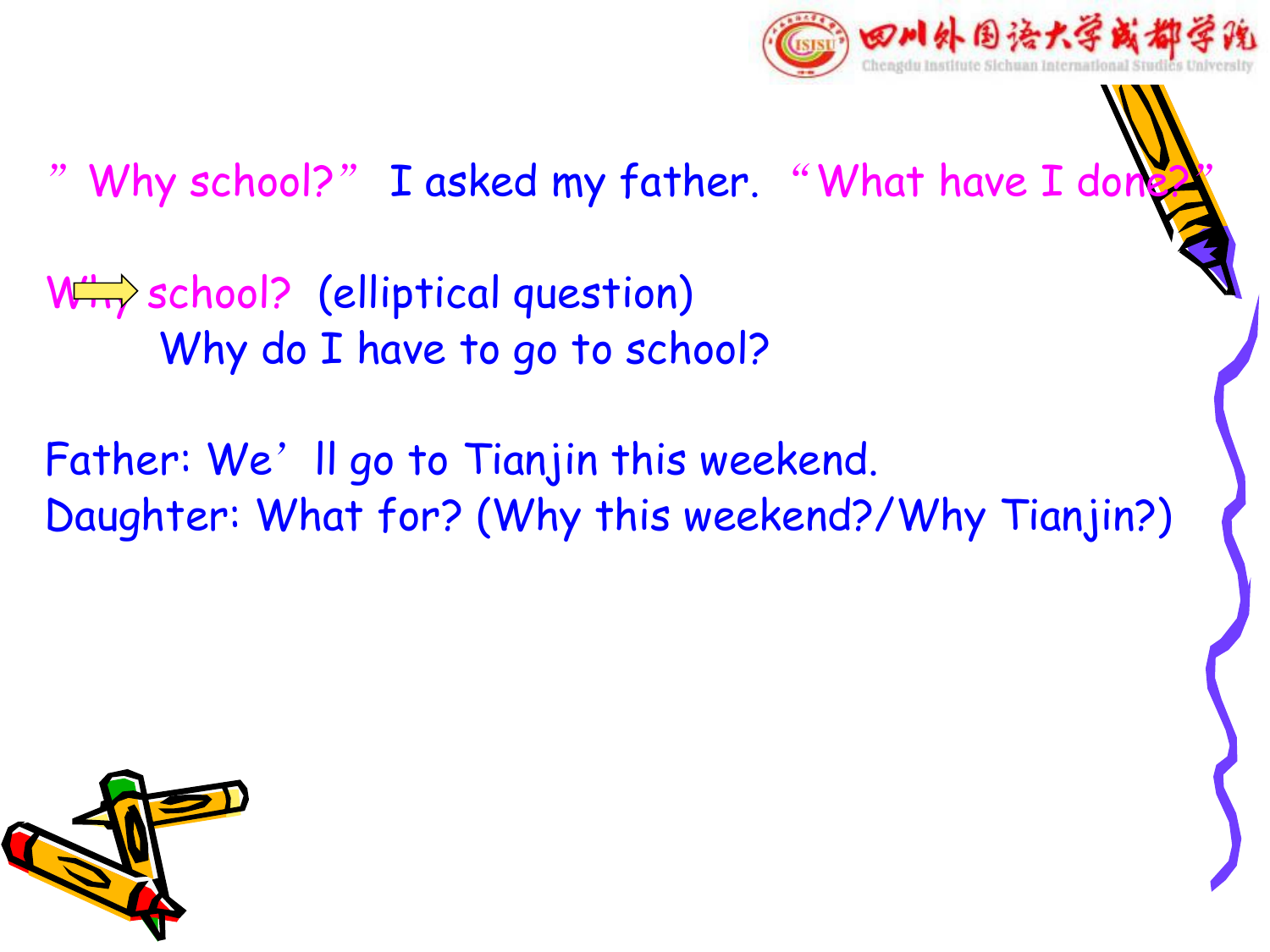" Why school?" I asked my father. "What have I done?"

Why school? (elliptical question)

Why do I have to go to school?

Father: We'll go to Tianjin this weekend.

Daughter: What for? (Why this weekend?/Why Tianjin?)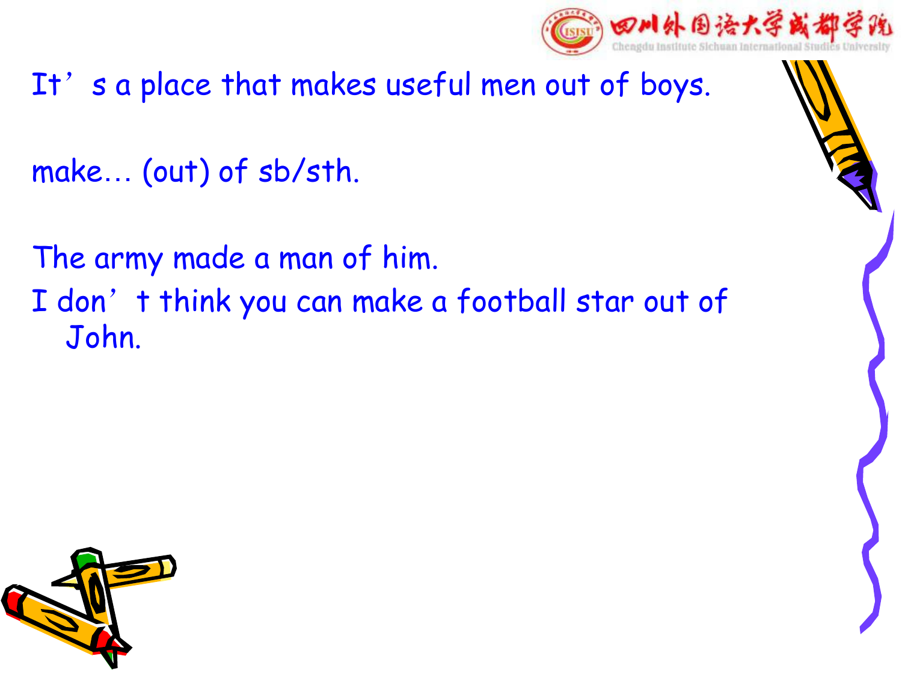It's a place that makes useful men out of boys.

make… (out) of sb/sth.

The army made a man of him.

I don't think you can make a football star out of John.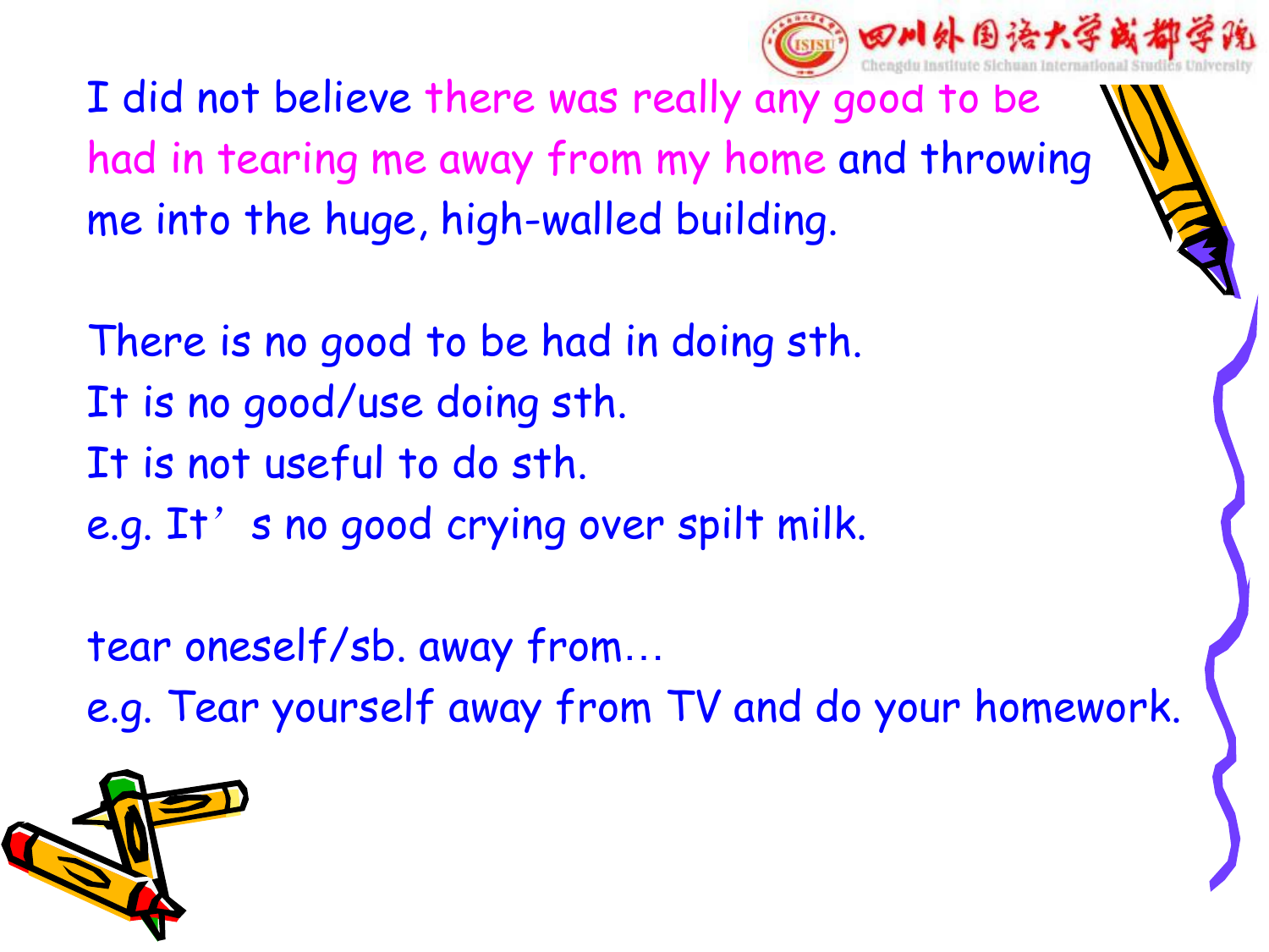I did not believe there was really any good to be had in tearing me away from my home and throwing me into the huge, high-walled building.

There is no good to be had in doing sth.
It is no good/use doing sth.
It is not useful to do sth.
e.g. It’s no good crying over spilt milk.

tear oneself/sb. away from…
e.g. Tear yourself away from TV and do your homework.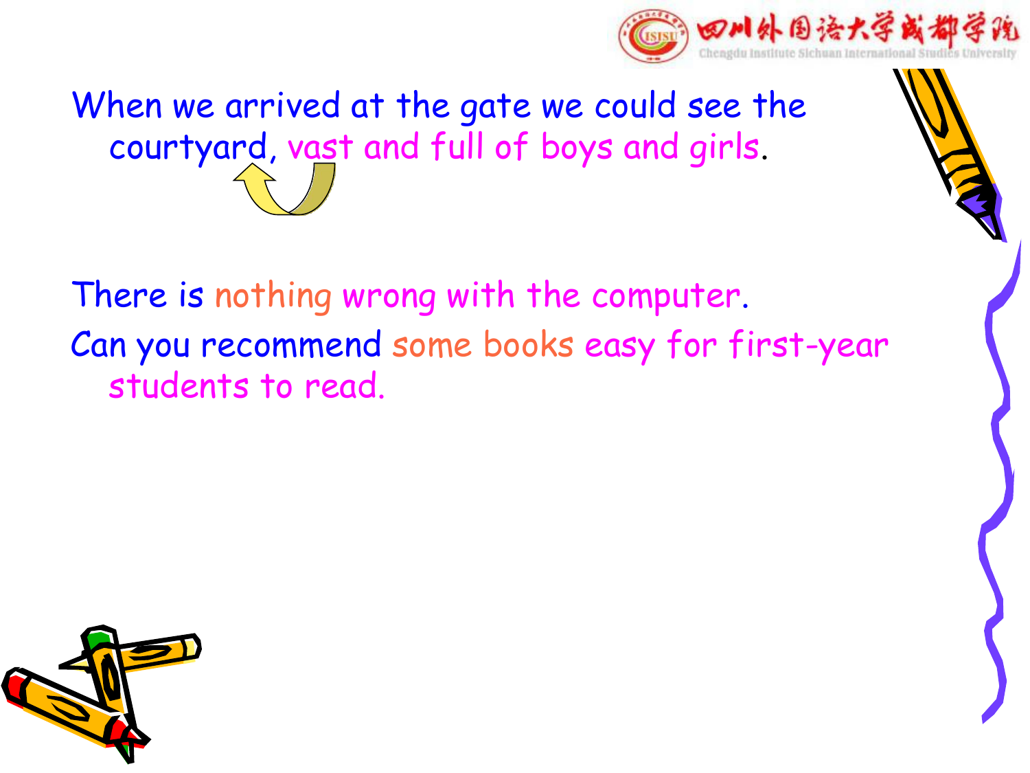When we arrived at the gate we could see the courtyard, vast and full of boys and girls.

There is nothing wrong with the computer.

Can you recommend some books easy for first-year students to read.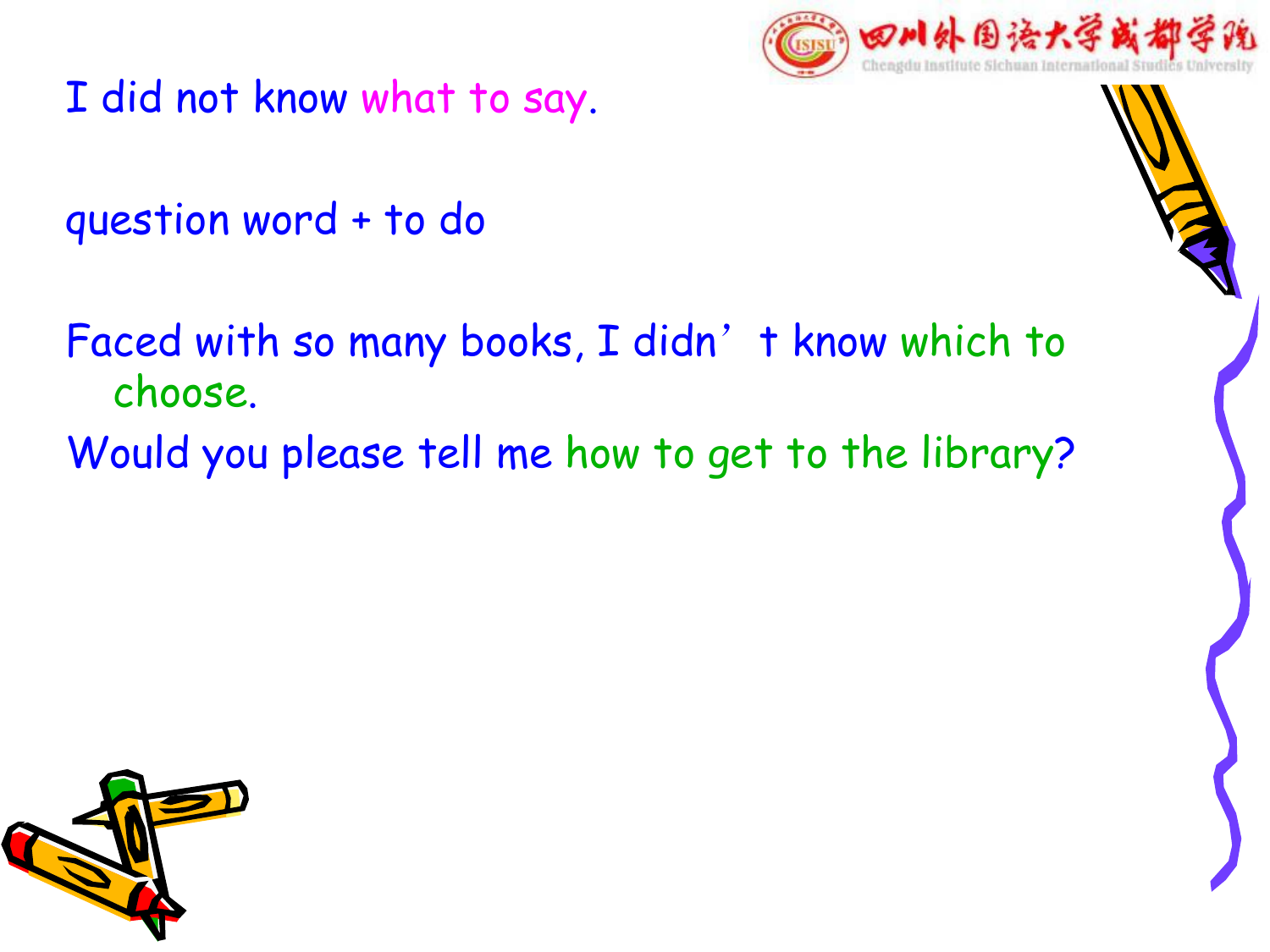I did not know what to say.

question word + to do

Faced with so many books, I didn't know which to choose.

Would you please tell me how to get to the library?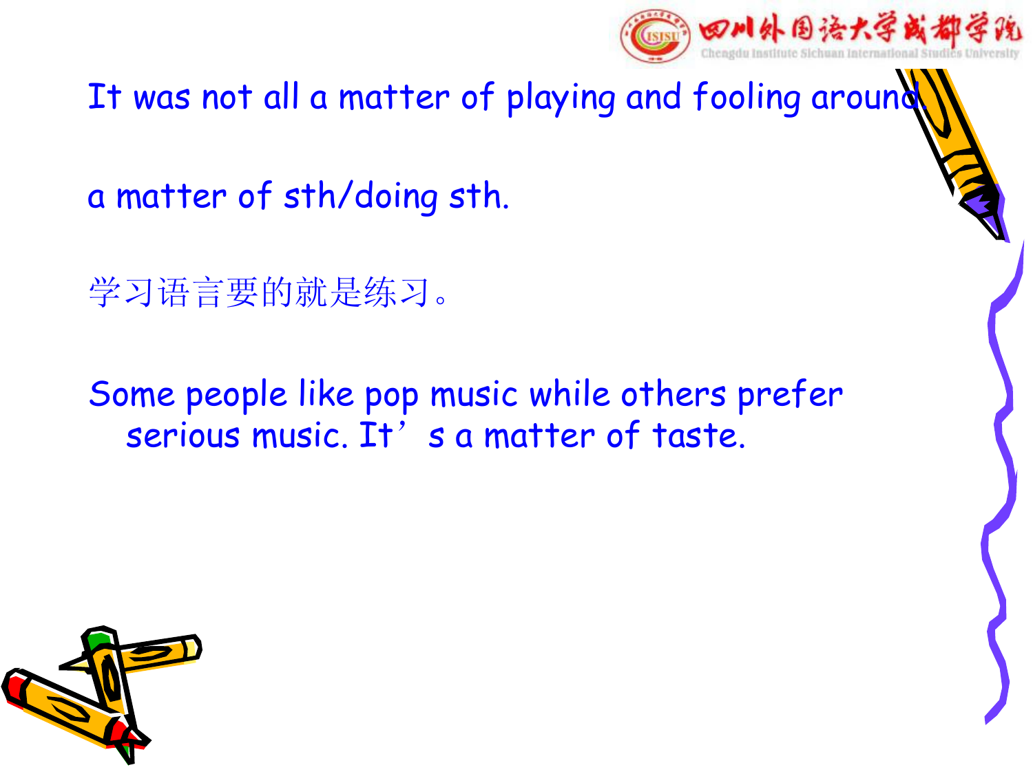It was not all a matter of playing and fooling around

a matter of sth/doing sth.

学习语言要的就是练习。

Some people like pop music while others prefer serious music. It’s a matter of taste.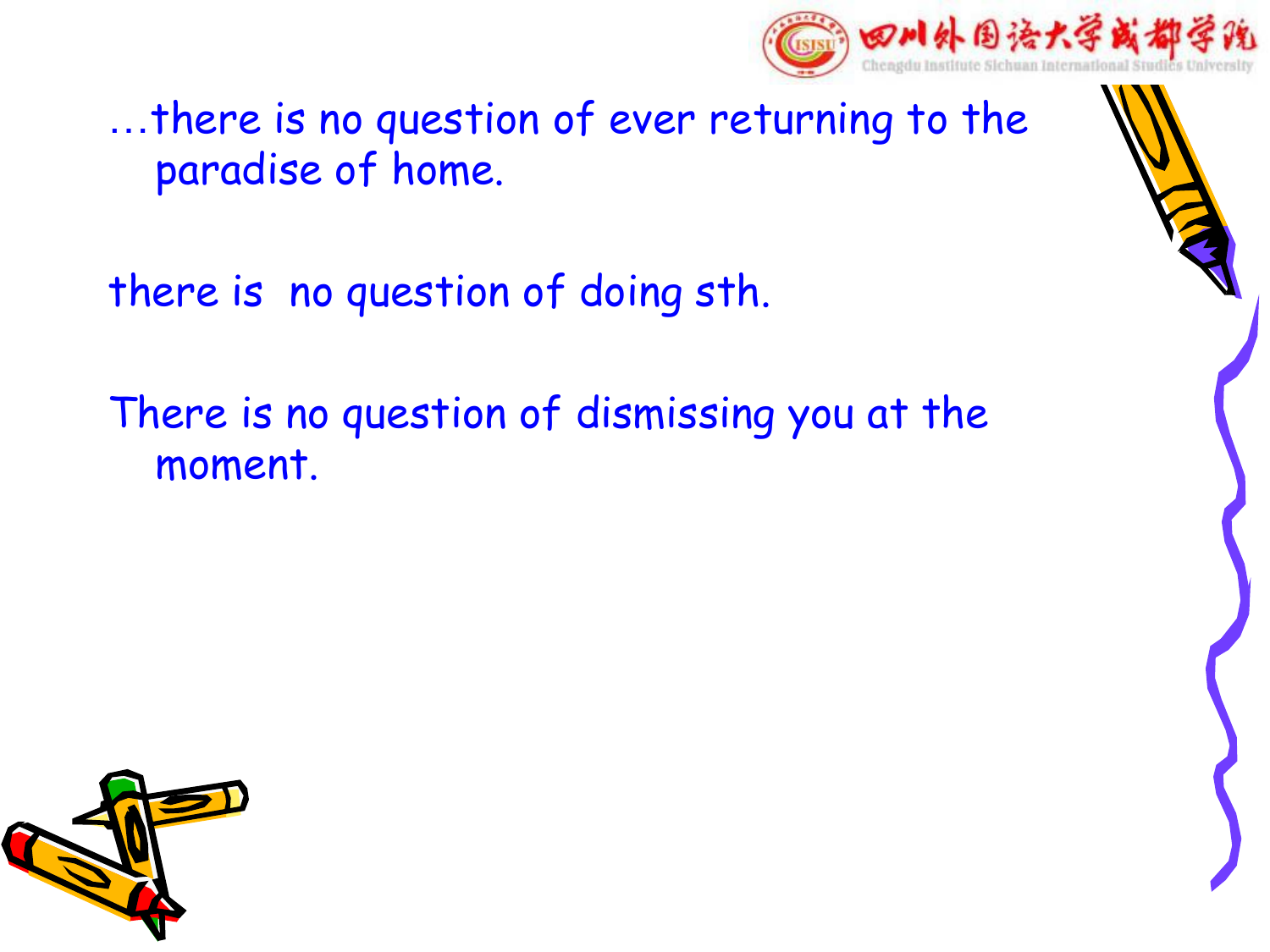…there is no question of ever returning to the paradise of home.

there is no question of doing sth.

There is no question of dismissing you at the moment.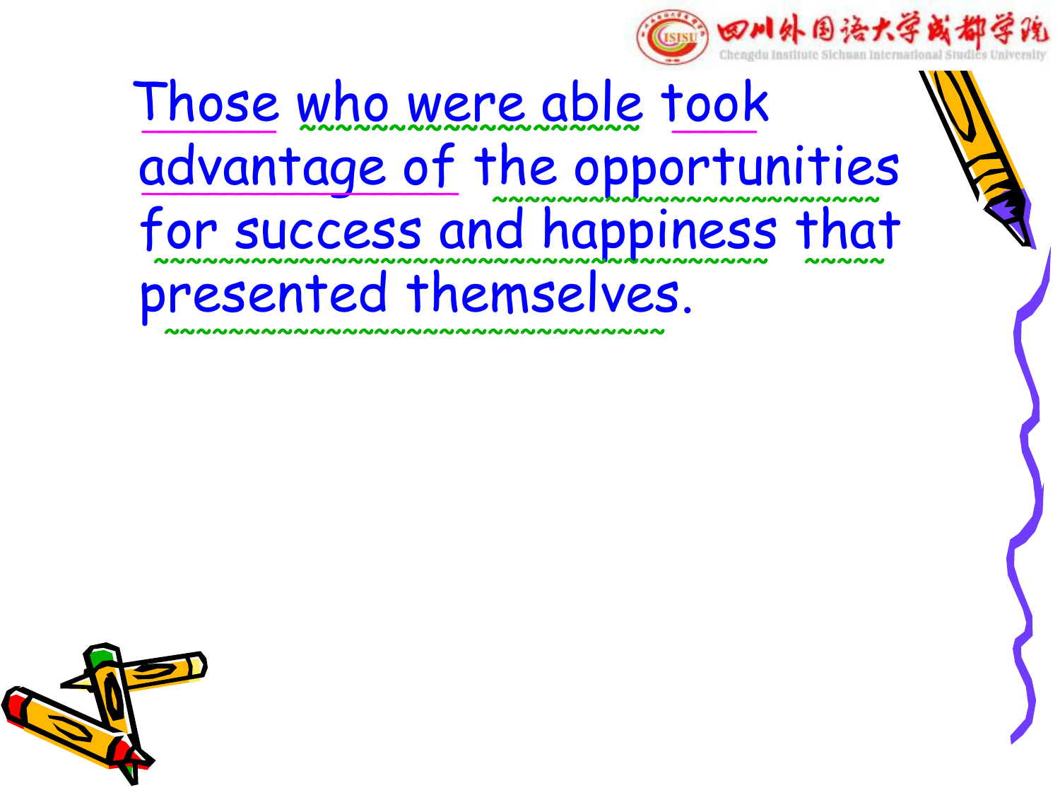Those who were able took advantage of the opportunities for success and happiness that presented themselves.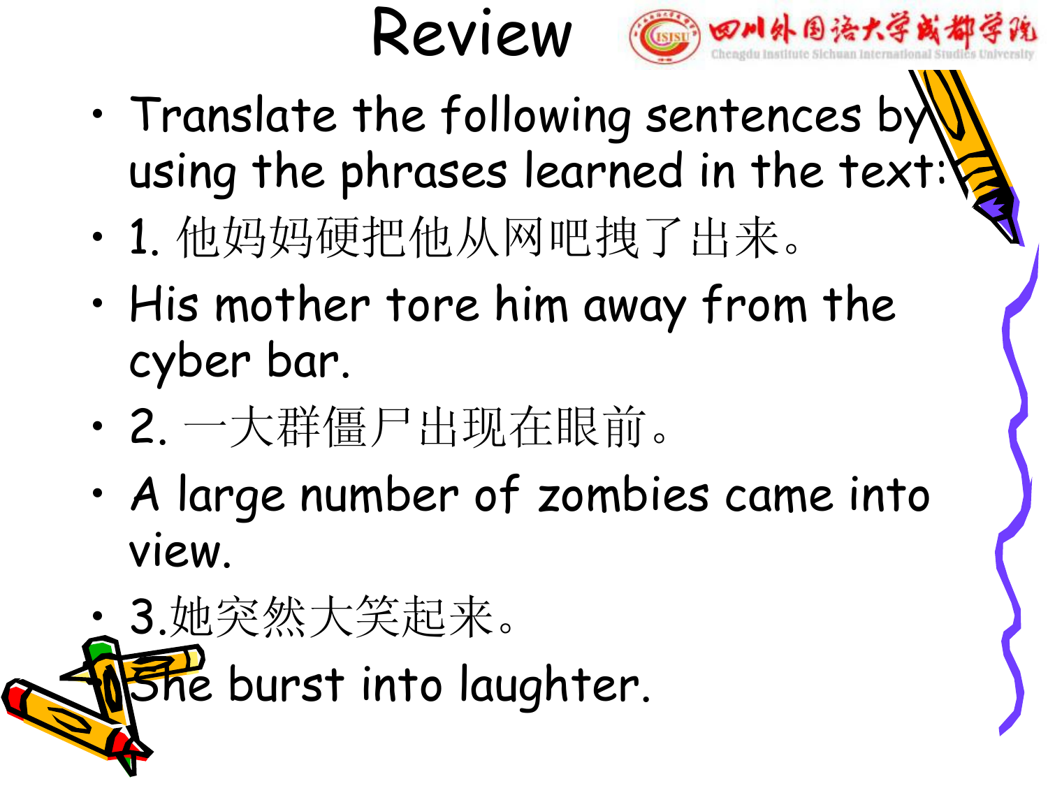# Review

- Translate the following sentences by using the phrases learned in the text:
- 1. 他妈妈硬把他从网吧拽了出来。
- His mother tore him away from the cyber bar.
- 2. 一大群僵尸出现在眼前。
- A large number of zombies came into view.
- 3.她突然大笑起来。
- She burst into laughter.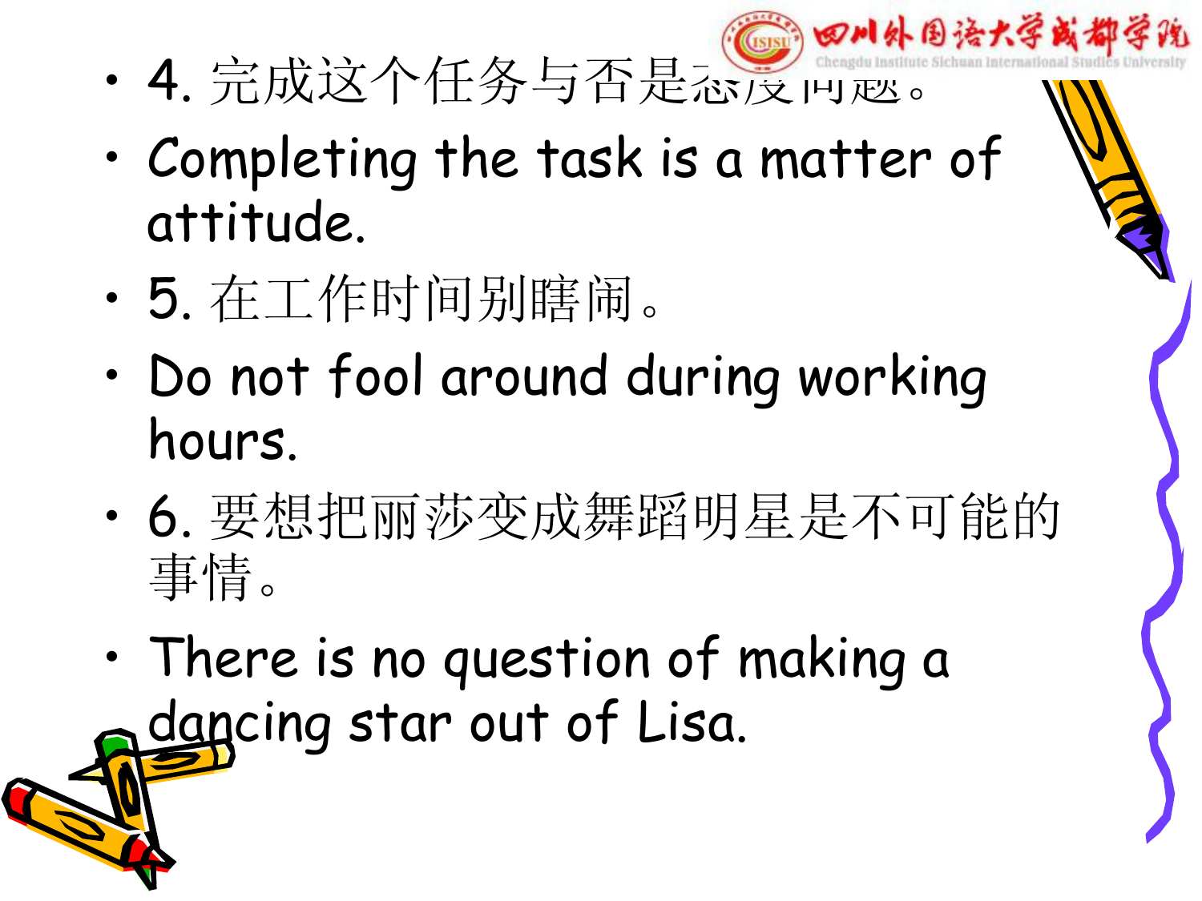- 4. 完成这个任务与否是态度问题。
- Completing the task is a matter of attitude.
- 5. 在工作时间别瞎闹。
- Do not fool around during working hours.
- 6. 要想把丽莎变成舞蹈明星是不可能的事情。
- There is no question of making a dancing star out of Lisa.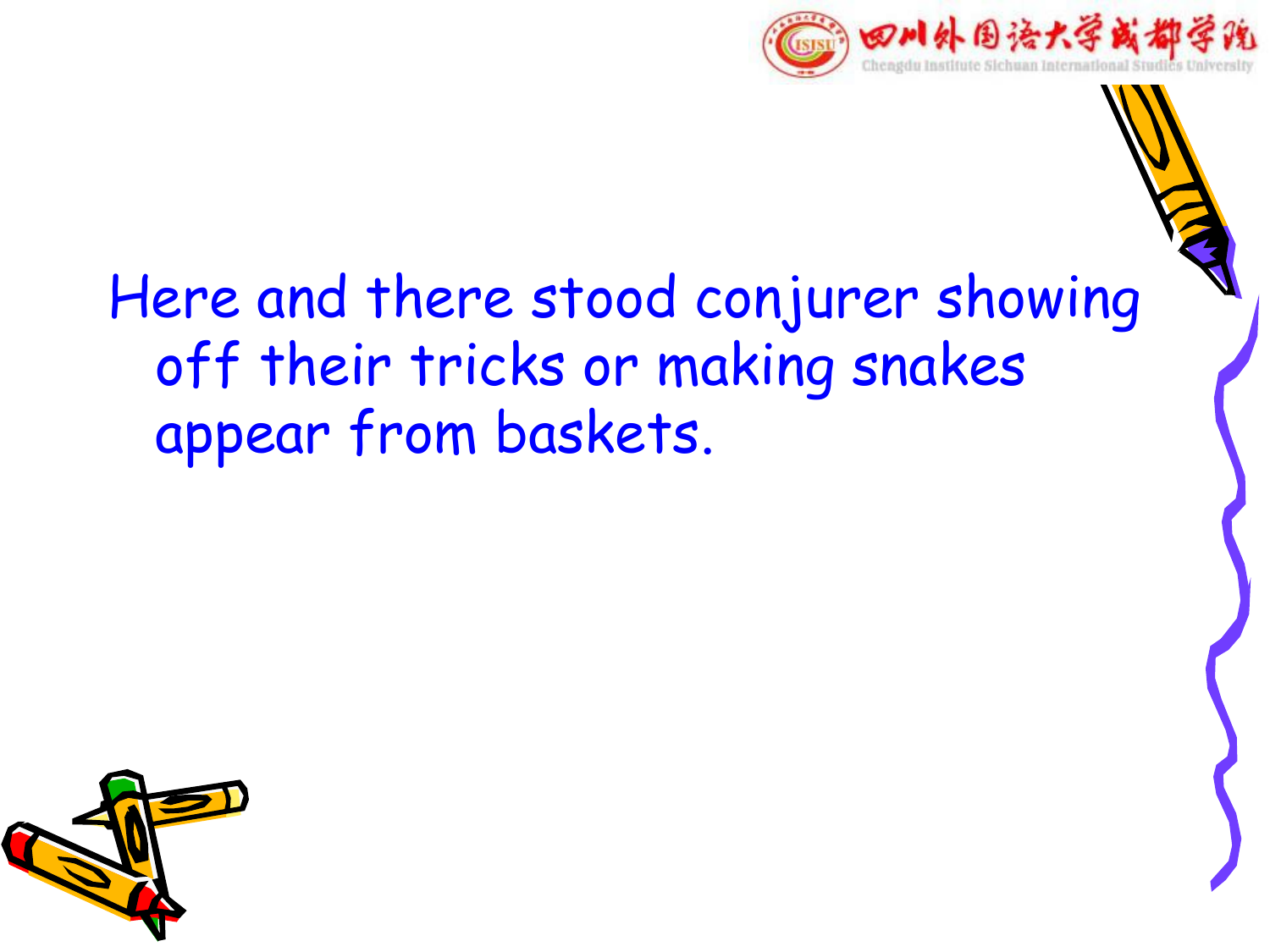Here and there stood conjurer showing off their tricks or making snakes appear from baskets.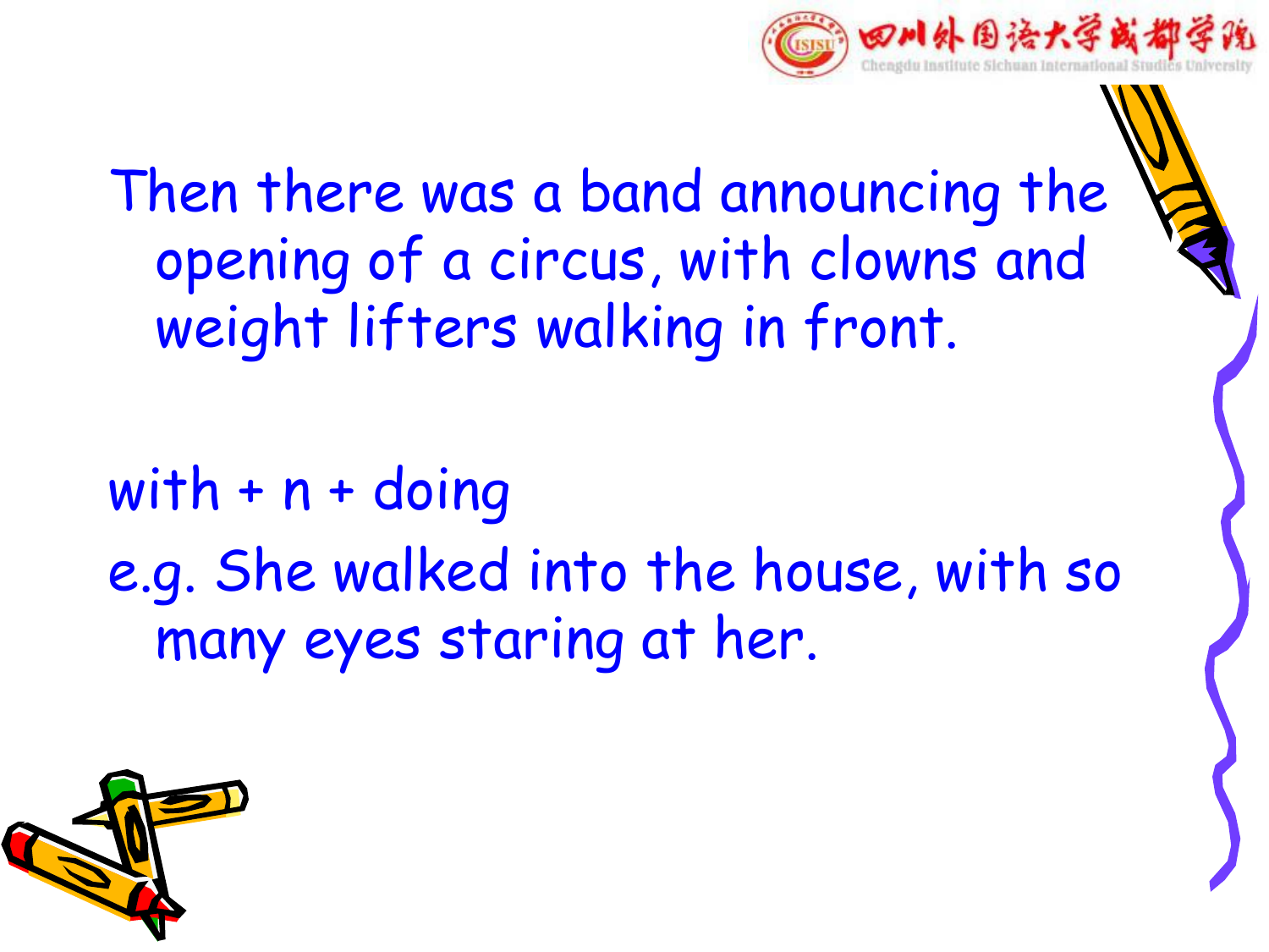Then there was a band announcing the opening of a circus, with clowns and weight lifters walking in front.

with + n + doing

e.g. She walked into the house, with so many eyes staring at her.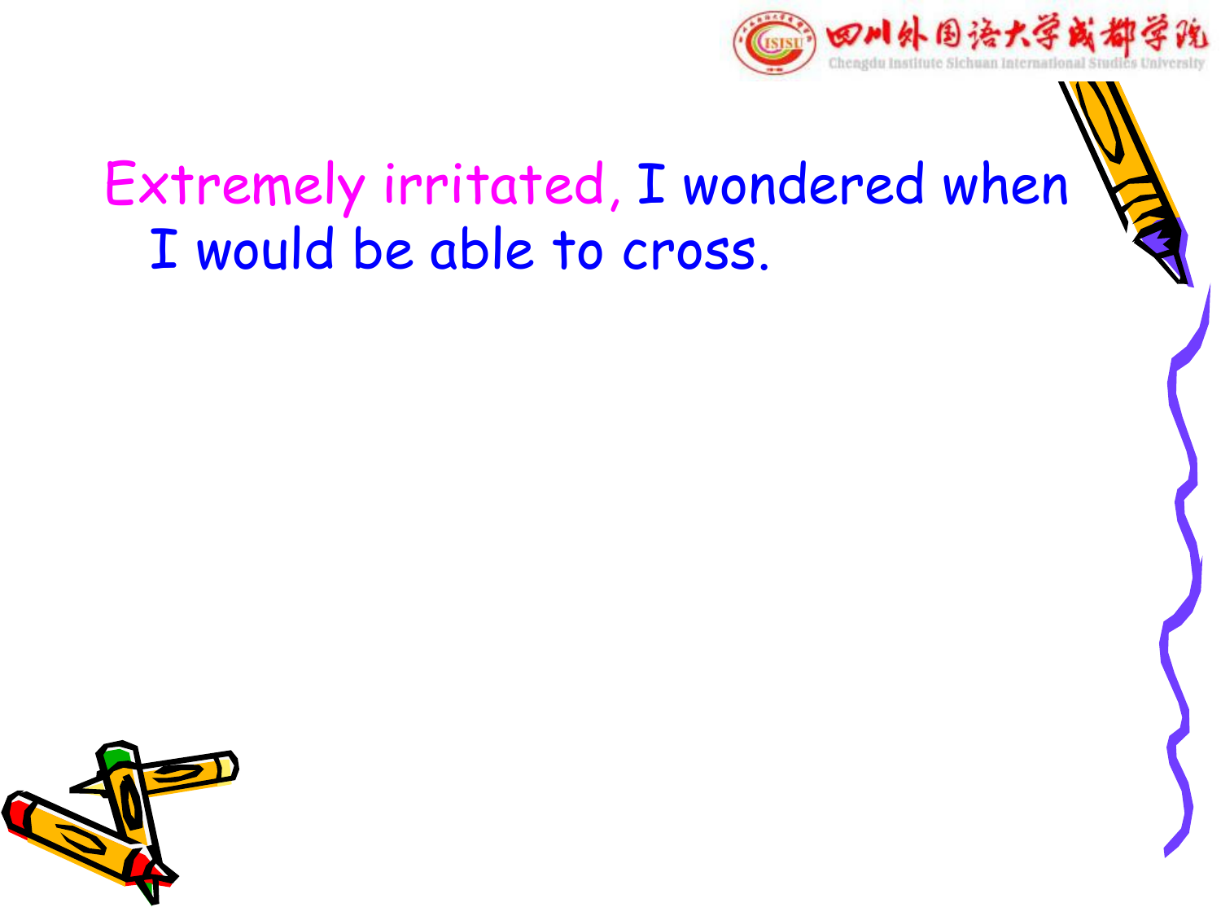Extremely irritated, I wondered when I would be able to cross.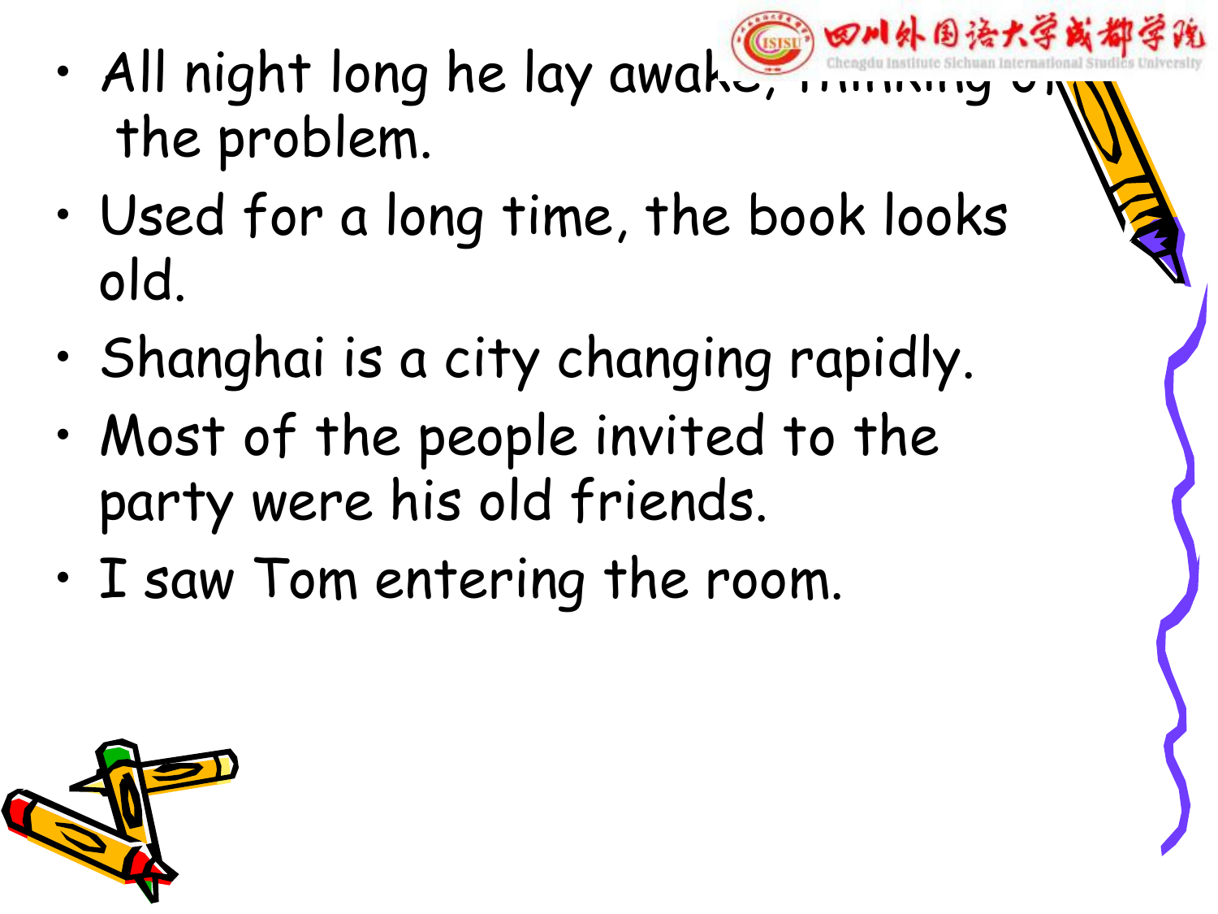- All night long he lay awake, thinking of the problem.
- Used for a long time, the book looks old.
- Shanghai is a city changing rapidly.
- Most of the people invited to the party were his old friends.
- I saw Tom entering the room.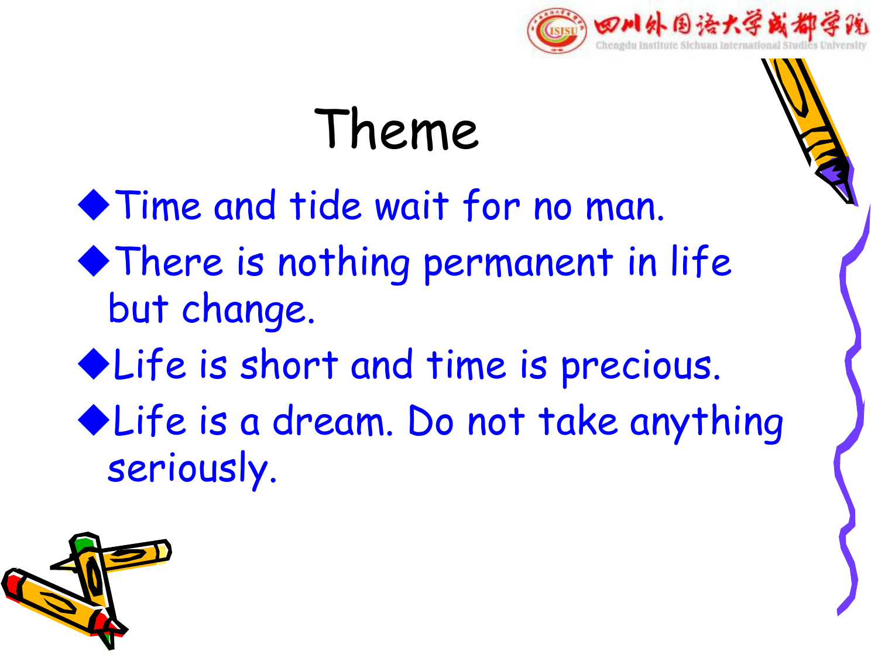# Theme

- Time and tide wait for no man.
- There is nothing permanent in life but change.
- Life is short and time is precious.
- Life is a dream. Do not take anything seriously.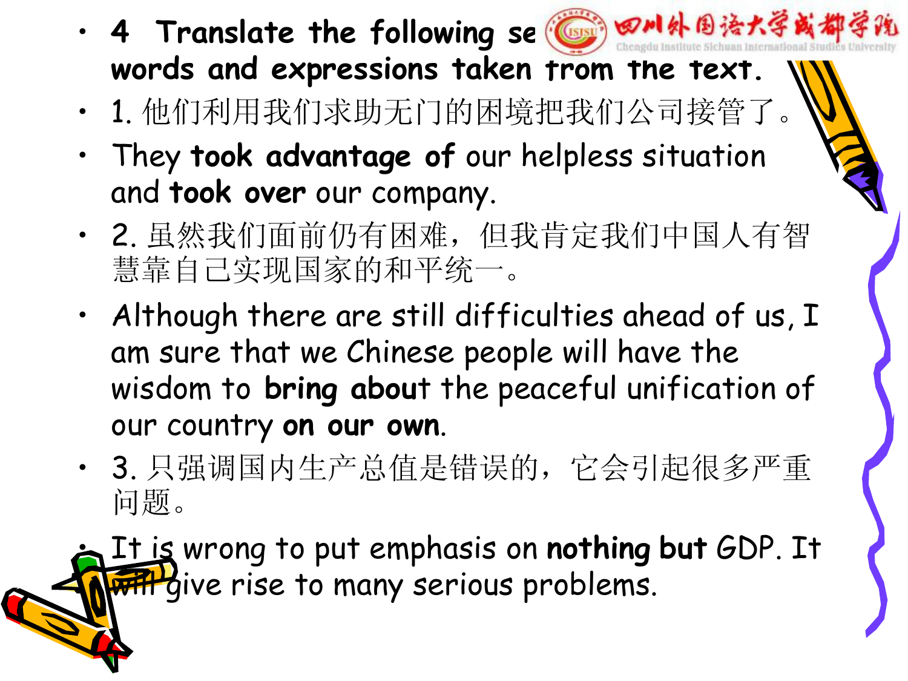- **4 Translate the following se... words and expressions taken from the text.**
- 1. 他们利用我们求助无门的困境把我们公司接管了。
- They **took advantage of** our helpless situation and **took over** our company.
- 2. 虽然我们面前仍有困难，但我肯定我们中国人有智慧靠自己实现国家的和平统一。
- Although there are still difficulties ahead of us, I am sure that we Chinese people will have the wisdom to **bring about** the peaceful unification of our country **on our own**.
- 3. 只强调国内生产总值是错误的，它会引起很多严重问题。
- It is wrong to put emphasis on **nothing but** GDP. It will give rise to many serious problems.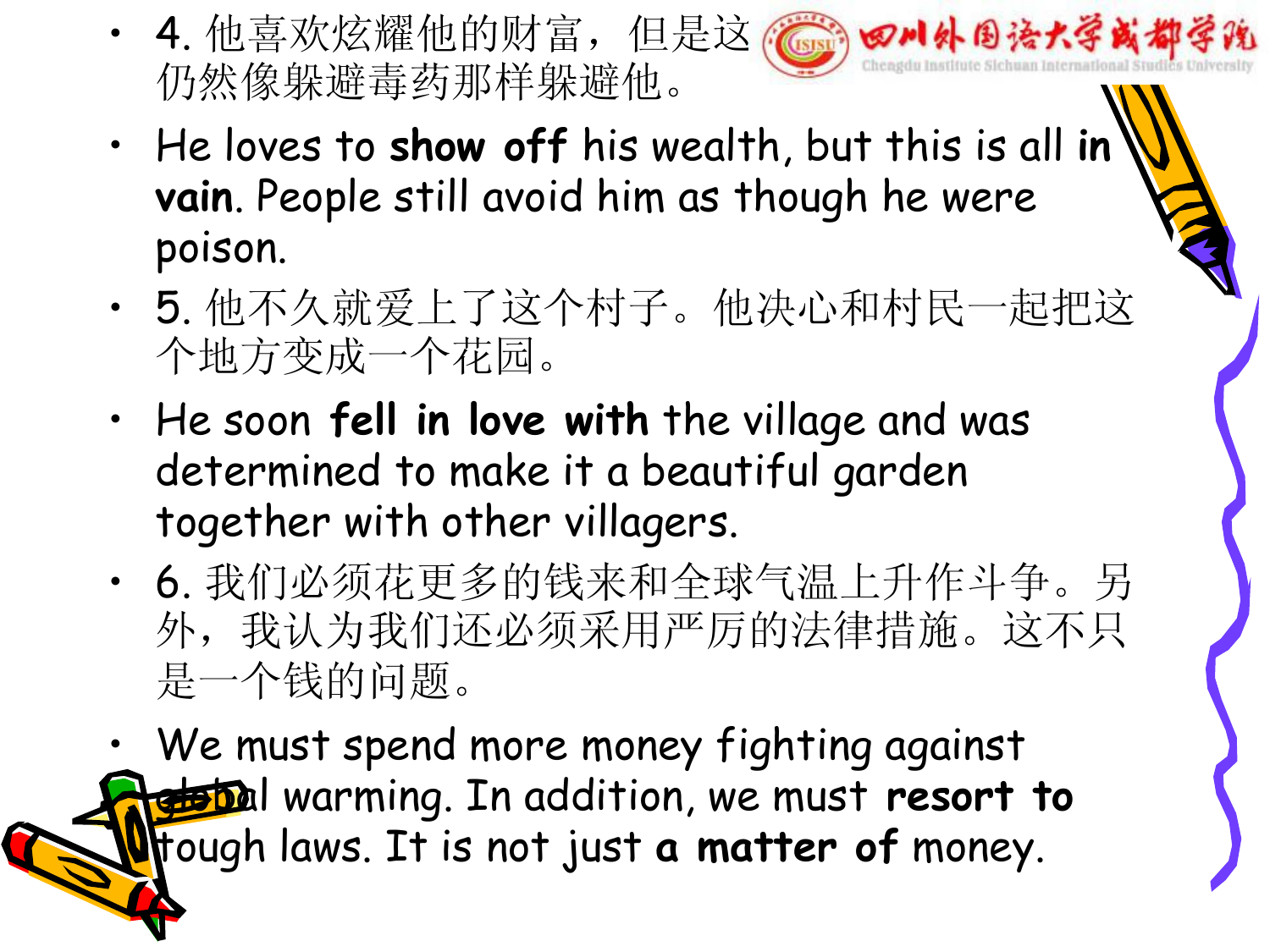- 4. 他喜欢炫耀他的财富，但是这仍然像躲避毒药那样躲避他。
- He loves to **show off** his wealth, but this is all **in vain**. People still avoid him as though he were poison.
- 5. 他不久就爱上了这个村子。他决心和村民一起把这个地方变成一个花园。
- He soon **fell in love with** the village and was determined to make it a beautiful garden together with other villagers.
- 6. 我们必须花更多的钱来和全球气温上升作斗争。另外，我认为我们还必须采用严厉的法律措施。这不只是一个钱的问题。
- We must spend more money fighting against global warming. In addition, we must **resort to** tough laws. It is not just **a matter of** money.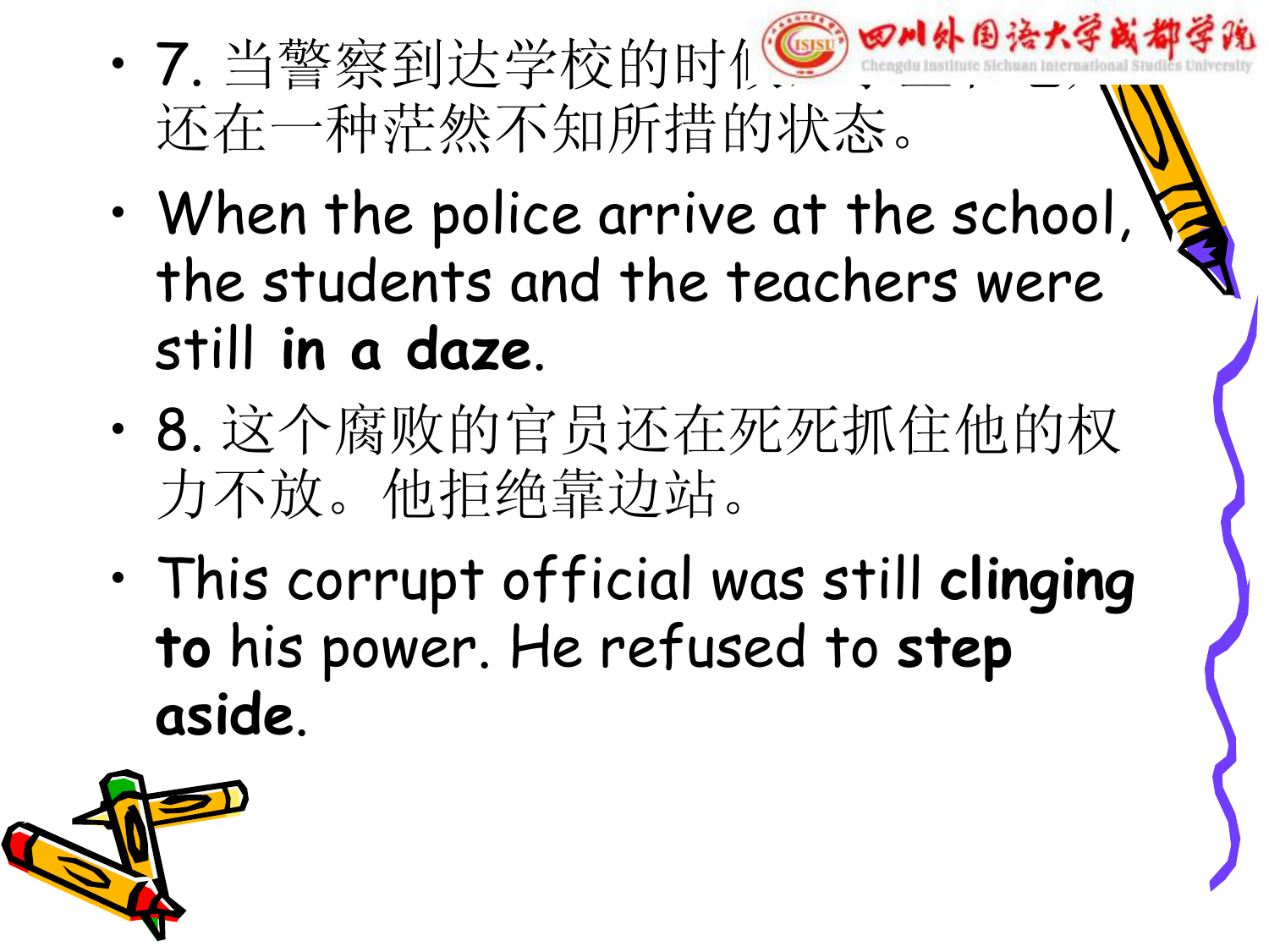- 7. 当警察到达学校的时候，学生和老师还在一种茫然不知所措的状态。
- When the police arrive at the school, the students and the teachers were still **in a daze**.
- 8. 这个腐败的官员还在死死抓住他的权力不放。他拒绝靠边站。
- This corrupt official was still **clinging to** his power. He refused to **step aside**.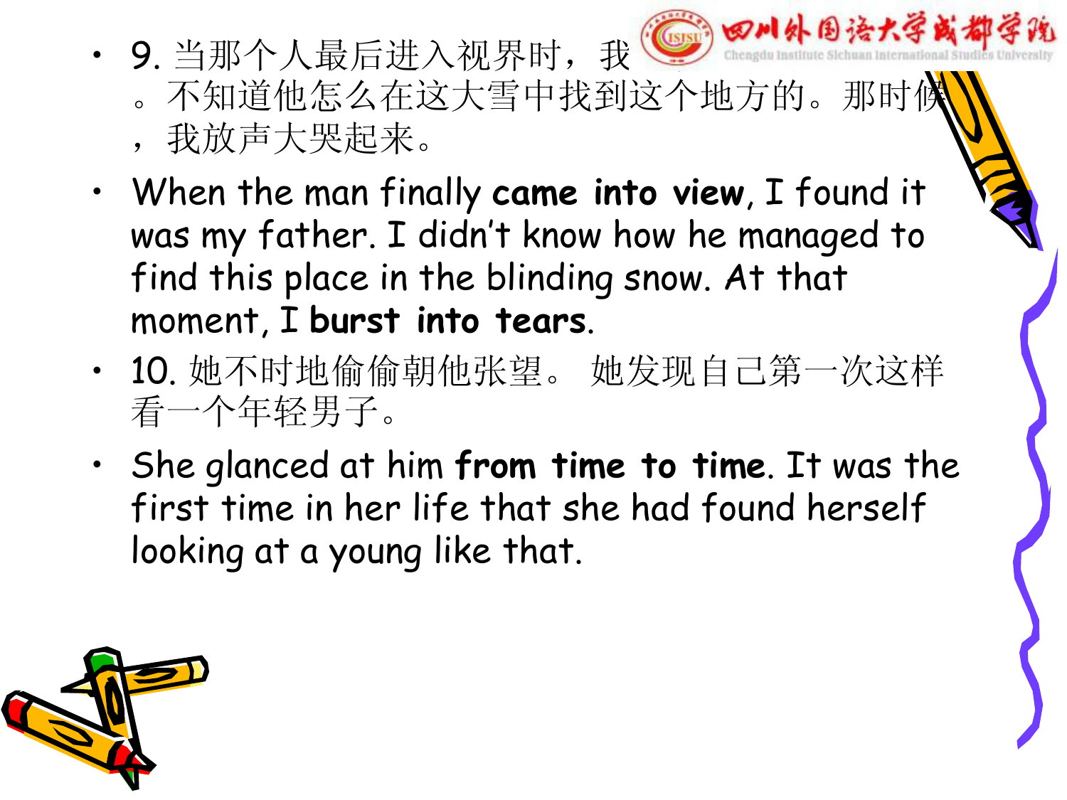- 9. 当那个人最后进入视界时，我 。不知道他怎么在这大雪中找到这个地方的。那时候，我放声大哭起来。
- When the man finally **came into view**, I found it was my father. I didn't know how he managed to find this place in the blinding snow. At that moment, I **burst into tears**.
- 10. 她不时地偷偷朝他张望。 她发现自己第一次这样看一个年轻男子。
- She glanced at him **from time to time**. It was the first time in her life that she had found herself looking at a young like that.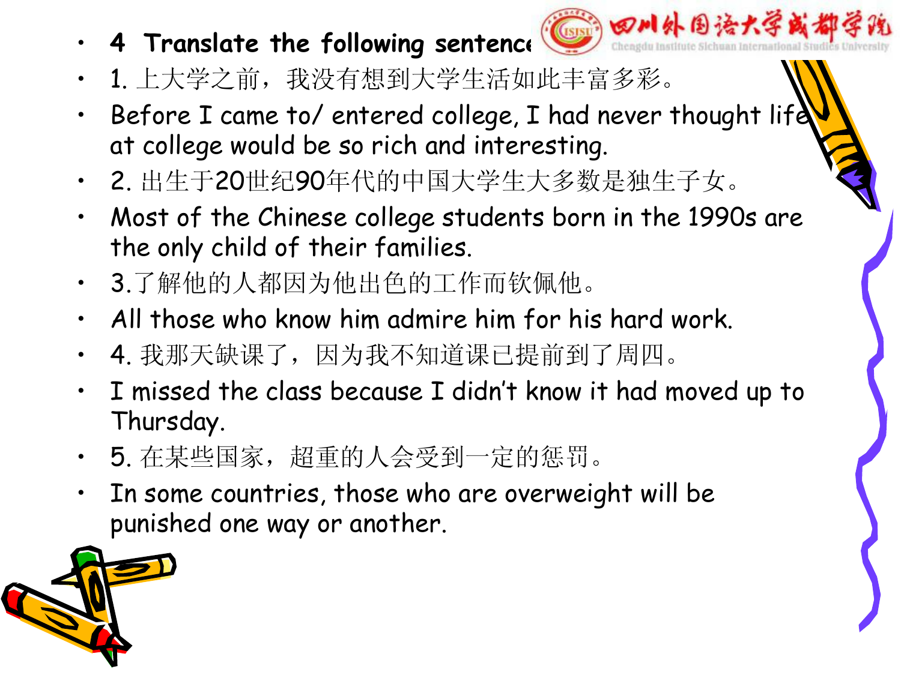- **4 Translate the following sentences**
- 1. 上大学之前，我没有想到大学生活如此丰富多彩。
- Before I came to/ entered college, I had never thought life at college would be so rich and interesting.
- 2. 出生于20世纪90年代的中国大学生大多数是独生子女。
- Most of the Chinese college students born in the 1990s are the only child of their families.
- 3.了解他的人都因为他出色的工作而钦佩他。
- All those who know him admire him for his hard work.
- 4. 我那天缺课了，因为我不知道课已提前到了周四。
- I missed the class because I didn't know it had moved up to Thursday.
- 5. 在某些国家，超重的人会受到一定的惩罚。
- In some countries, those who are overweight will be punished one way or another.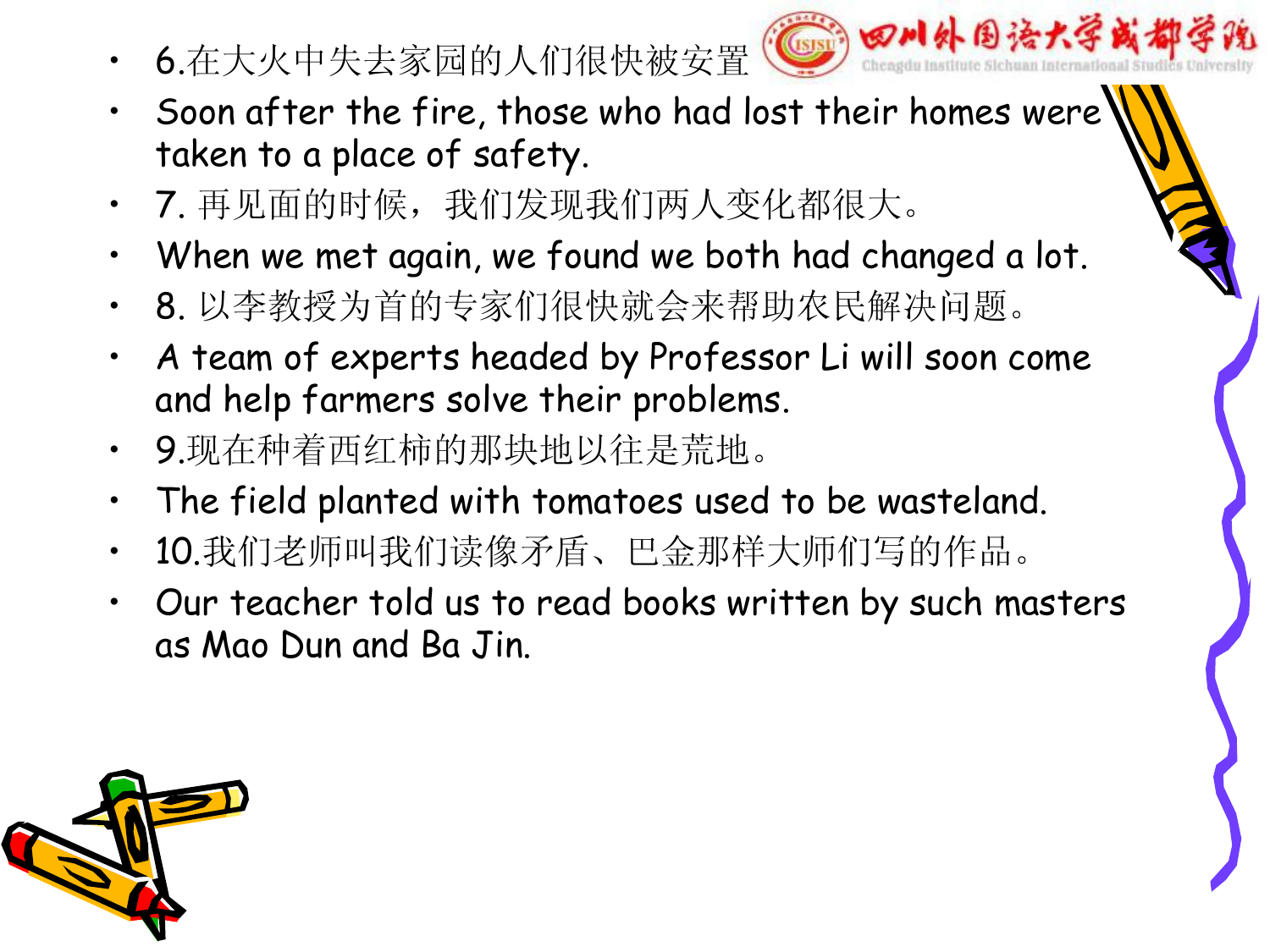- 6.在大火中失去家园的人们很快被安置
- Soon after the fire, those who had lost their homes were taken to a place of safety.
- 7. 再见面的时候，我们发现我们两人变化都很大。
- When we met again, we found we both had changed a lot.
- 8. 以李教授为首的专家们很快就会来帮助农民解决问题。
- A team of experts headed by Professor Li will soon come and help farmers solve their problems.
- 9.现在种着西红柿的那块地以往是荒地。
- The field planted with tomatoes used to be wasteland.
- 10.我们老师叫我们读像矛盾、巴金那样大师们写的作品。
- Our teacher told us to read books written by such masters as Mao Dun and Ba Jin.